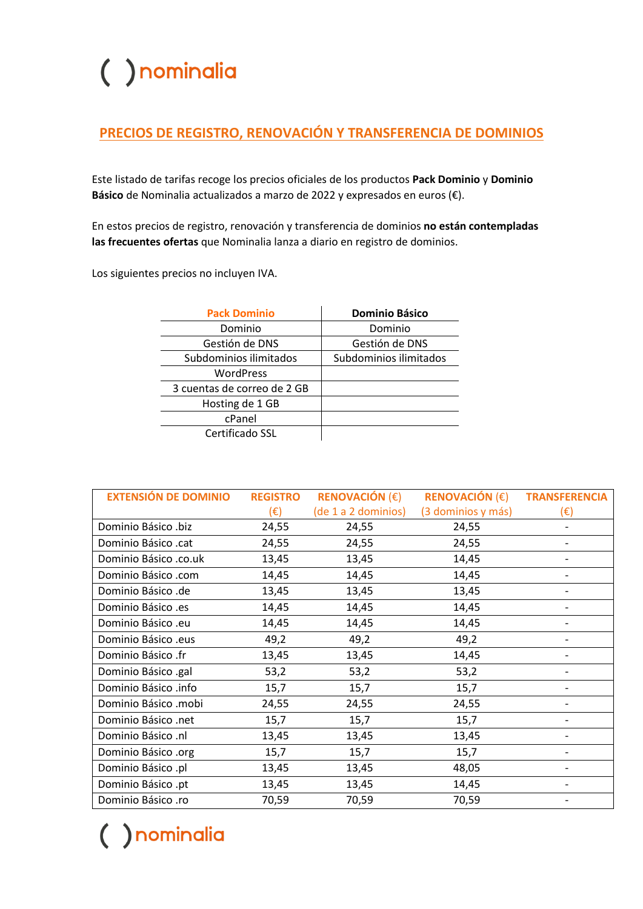# PRECIOS DE REGISTRO, RENOVACIÓN Y TRANSFERENCIA DE DOMINIOS

Este listado de tarifas recoge los precios oficiales de los productos **Pack Dominio** y **Dominio Básico** de Nominalia actualizados a marzo de 2022 y expresados en euros (€).

En estos precios de registro, renovación y transferencia de dominios **no están contempladas las frecuentes ofertas** que Nominalia lanza a diario en registro de dominios.

Los siguientes precios no incluyen IVA.

| Pack Dominio | Dominio Básico |
|---|---|
| Dominio | Dominio |
| Gestión de DNS | Gestión de DNS |
| Subdominios ilimitados | Subdominios ilimitados |
| WordPress | |
| 3 cuentas de correo de 2 GB | |
| Hosting de 1 GB | |
| cPanel | |
| Certificado SSL | |

| EXTENSIÓN DE DOMINIO | REGISTRO (€) | RENOVACIÓN (€) (de 1 a 2 dominios) | RENOVACIÓN (€) (3 dominios y más) | TRANSFERENCIA (€) |
|---|---|---|---|---|
| Dominio Básico .biz | 24,55 | 24,55 | 24,55 | - |
| Dominio Básico .cat | 24,55 | 24,55 | 24,55 | - |
| Dominio Básico .co.uk | 13,45 | 13,45 | 14,45 | - |
| Dominio Básico .com | 14,45 | 14,45 | 14,45 | - |
| Dominio Básico .de | 13,45 | 13,45 | 13,45 | - |
| Dominio Básico .es | 14,45 | 14,45 | 14,45 | - |
| Dominio Básico .eu | 14,45 | 14,45 | 14,45 | - |
| Dominio Básico .eus | 49,2 | 49,2 | 49,2 | - |
| Dominio Básico .fr | 13,45 | 13,45 | 14,45 | - |
| Dominio Básico .gal | 53,2 | 53,2 | 53,2 | - |
| Dominio Básico .info | 15,7 | 15,7 | 15,7 | - |
| Dominio Básico .mobi | 24,55 | 24,55 | 24,55 | - |
| Dominio Básico .net | 15,7 | 15,7 | 15,7 | - |
| Dominio Básico .nl | 13,45 | 13,45 | 13,45 | - |
| Dominio Básico .org | 15,7 | 15,7 | 15,7 | - |
| Dominio Básico .pl | 13,45 | 13,45 | 48,05 | - |
| Dominio Básico .pt | 13,45 | 13,45 | 14,45 | - |
| Dominio Básico .ro | 70,59 | 70,59 | 70,59 | - |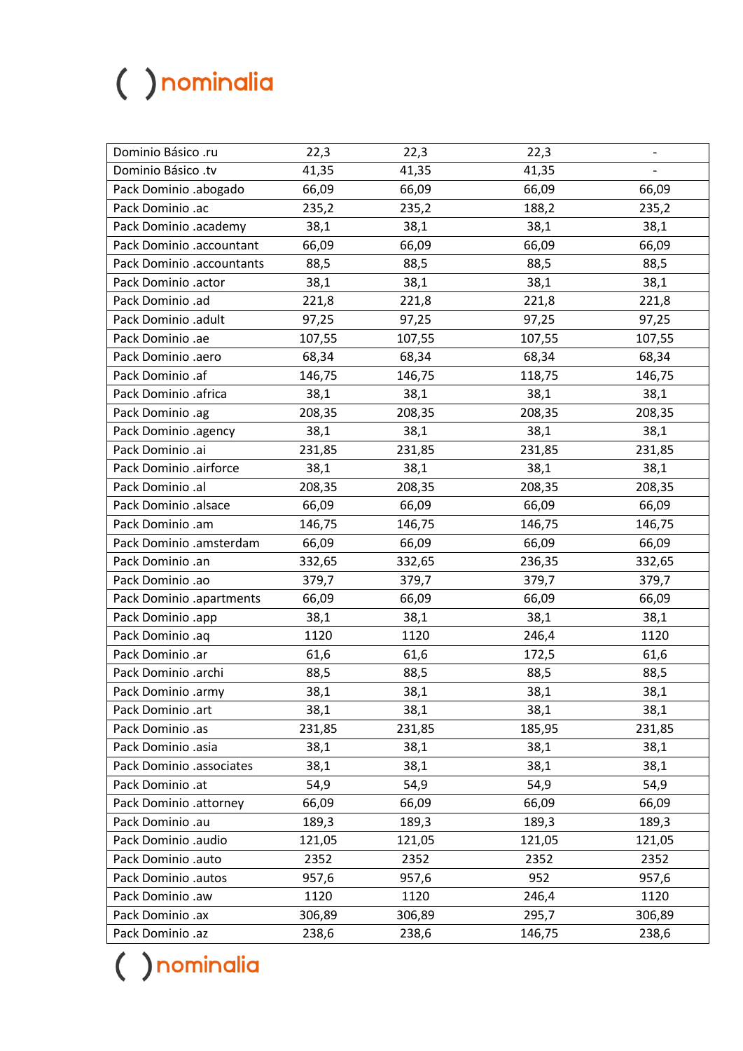| | | | | |
|---|---|---|---|---|
| Dominio Básico .ru | 22,3 | 22,3 | 22,3 | - |
| Dominio Básico .tv | 41,35 | 41,35 | 41,35 | - |
| Pack Dominio .abogado | 66,09 | 66,09 | 66,09 | 66,09 |
| Pack Dominio .ac | 235,2 | 235,2 | 188,2 | 235,2 |
| Pack Dominio .academy | 38,1 | 38,1 | 38,1 | 38,1 |
| Pack Dominio .accountant | 66,09 | 66,09 | 66,09 | 66,09 |
| Pack Dominio .accountants | 88,5 | 88,5 | 88,5 | 88,5 |
| Pack Dominio .actor | 38,1 | 38,1 | 38,1 | 38,1 |
| Pack Dominio .ad | 221,8 | 221,8 | 221,8 | 221,8 |
| Pack Dominio .adult | 97,25 | 97,25 | 97,25 | 97,25 |
| Pack Dominio .ae | 107,55 | 107,55 | 107,55 | 107,55 |
| Pack Dominio .aero | 68,34 | 68,34 | 68,34 | 68,34 |
| Pack Dominio .af | 146,75 | 146,75 | 118,75 | 146,75 |
| Pack Dominio .africa | 38,1 | 38,1 | 38,1 | 38,1 |
| Pack Dominio .ag | 208,35 | 208,35 | 208,35 | 208,35 |
| Pack Dominio .agency | 38,1 | 38,1 | 38,1 | 38,1 |
| Pack Dominio .ai | 231,85 | 231,85 | 231,85 | 231,85 |
| Pack Dominio .airforce | 38,1 | 38,1 | 38,1 | 38,1 |
| Pack Dominio .al | 208,35 | 208,35 | 208,35 | 208,35 |
| Pack Dominio .alsace | 66,09 | 66,09 | 66,09 | 66,09 |
| Pack Dominio .am | 146,75 | 146,75 | 146,75 | 146,75 |
| Pack Dominio .amsterdam | 66,09 | 66,09 | 66,09 | 66,09 |
| Pack Dominio .an | 332,65 | 332,65 | 236,35 | 332,65 |
| Pack Dominio .ao | 379,7 | 379,7 | 379,7 | 379,7 |
| Pack Dominio .apartments | 66,09 | 66,09 | 66,09 | 66,09 |
| Pack Dominio .app | 38,1 | 38,1 | 38,1 | 38,1 |
| Pack Dominio .aq | 1120 | 1120 | 246,4 | 1120 |
| Pack Dominio .ar | 61,6 | 61,6 | 172,5 | 61,6 |
| Pack Dominio .archi | 88,5 | 88,5 | 88,5 | 88,5 |
| Pack Dominio .army | 38,1 | 38,1 | 38,1 | 38,1 |
| Pack Dominio .art | 38,1 | 38,1 | 38,1 | 38,1 |
| Pack Dominio .as | 231,85 | 231,85 | 185,95 | 231,85 |
| Pack Dominio .asia | 38,1 | 38,1 | 38,1 | 38,1 |
| Pack Dominio .associates | 38,1 | 38,1 | 38,1 | 38,1 |
| Pack Dominio .at | 54,9 | 54,9 | 54,9 | 54,9 |
| Pack Dominio .attorney | 66,09 | 66,09 | 66,09 | 66,09 |
| Pack Dominio .au | 189,3 | 189,3 | 189,3 | 189,3 |
| Pack Dominio .audio | 121,05 | 121,05 | 121,05 | 121,05 |
| Pack Dominio .auto | 2352 | 2352 | 2352 | 2352 |
| Pack Dominio .autos | 957,6 | 957,6 | 952 | 957,6 |
| Pack Dominio .aw | 1120 | 1120 | 246,4 | 1120 |
| Pack Dominio .ax | 306,89 | 306,89 | 295,7 | 306,89 |
| Pack Dominio .az | 238,6 | 238,6 | 146,75 | 238,6 |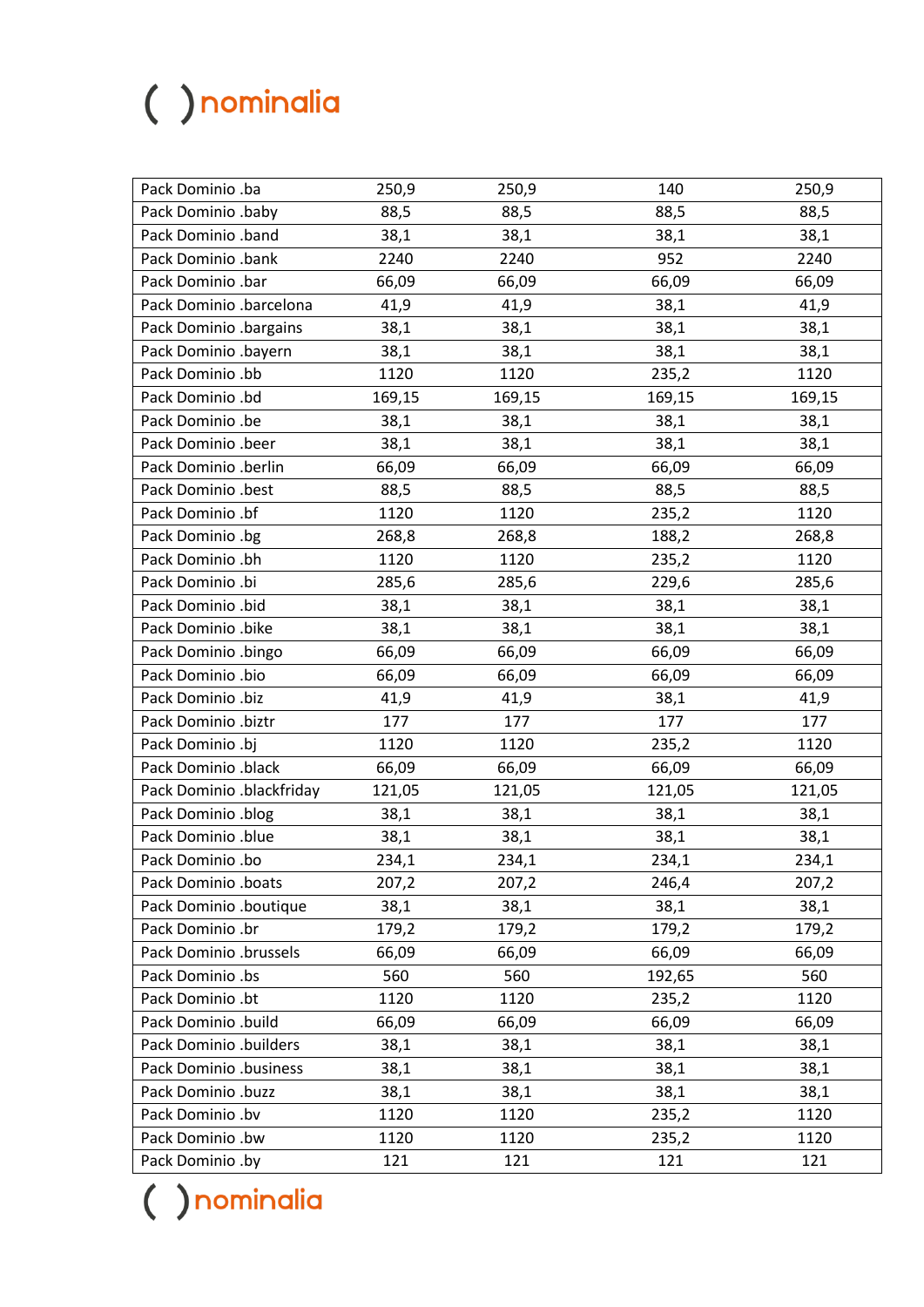| | | | | |
|---|---|---|---|---|
| Pack Dominio .ba | 250,9 | 250,9 | 140 | 250,9 |
| Pack Dominio .baby | 88,5 | 88,5 | 88,5 | 88,5 |
| Pack Dominio .band | 38,1 | 38,1 | 38,1 | 38,1 |
| Pack Dominio .bank | 2240 | 2240 | 952 | 2240 |
| Pack Dominio .bar | 66,09 | 66,09 | 66,09 | 66,09 |
| Pack Dominio .barcelona | 41,9 | 41,9 | 38,1 | 41,9 |
| Pack Dominio .bargains | 38,1 | 38,1 | 38,1 | 38,1 |
| Pack Dominio .bayern | 38,1 | 38,1 | 38,1 | 38,1 |
| Pack Dominio .bb | 1120 | 1120 | 235,2 | 1120 |
| Pack Dominio .bd | 169,15 | 169,15 | 169,15 | 169,15 |
| Pack Dominio .be | 38,1 | 38,1 | 38,1 | 38,1 |
| Pack Dominio .beer | 38,1 | 38,1 | 38,1 | 38,1 |
| Pack Dominio .berlin | 66,09 | 66,09 | 66,09 | 66,09 |
| Pack Dominio .best | 88,5 | 88,5 | 88,5 | 88,5 |
| Pack Dominio .bf | 1120 | 1120 | 235,2 | 1120 |
| Pack Dominio .bg | 268,8 | 268,8 | 188,2 | 268,8 |
| Pack Dominio .bh | 1120 | 1120 | 235,2 | 1120 |
| Pack Dominio .bi | 285,6 | 285,6 | 229,6 | 285,6 |
| Pack Dominio .bid | 38,1 | 38,1 | 38,1 | 38,1 |
| Pack Dominio .bike | 38,1 | 38,1 | 38,1 | 38,1 |
| Pack Dominio .bingo | 66,09 | 66,09 | 66,09 | 66,09 |
| Pack Dominio .bio | 66,09 | 66,09 | 66,09 | 66,09 |
| Pack Dominio .biz | 41,9 | 41,9 | 38,1 | 41,9 |
| Pack Dominio .biztr | 177 | 177 | 177 | 177 |
| Pack Dominio .bj | 1120 | 1120 | 235,2 | 1120 |
| Pack Dominio .black | 66,09 | 66,09 | 66,09 | 66,09 |
| Pack Dominio .blackfriday | 121,05 | 121,05 | 121,05 | 121,05 |
| Pack Dominio .blog | 38,1 | 38,1 | 38,1 | 38,1 |
| Pack Dominio .blue | 38,1 | 38,1 | 38,1 | 38,1 |
| Pack Dominio .bo | 234,1 | 234,1 | 234,1 | 234,1 |
| Pack Dominio .boats | 207,2 | 207,2 | 246,4 | 207,2 |
| Pack Dominio .boutique | 38,1 | 38,1 | 38,1 | 38,1 |
| Pack Dominio .br | 179,2 | 179,2 | 179,2 | 179,2 |
| Pack Dominio .brussels | 66,09 | 66,09 | 66,09 | 66,09 |
| Pack Dominio .bs | 560 | 560 | 192,65 | 560 |
| Pack Dominio .bt | 1120 | 1120 | 235,2 | 1120 |
| Pack Dominio .build | 66,09 | 66,09 | 66,09 | 66,09 |
| Pack Dominio .builders | 38,1 | 38,1 | 38,1 | 38,1 |
| Pack Dominio .business | 38,1 | 38,1 | 38,1 | 38,1 |
| Pack Dominio .buzz | 38,1 | 38,1 | 38,1 | 38,1 |
| Pack Dominio .bv | 1120 | 1120 | 235,2 | 1120 |
| Pack Dominio .bw | 1120 | 1120 | 235,2 | 1120 |
| Pack Dominio .by | 121 | 121 | 121 | 121 |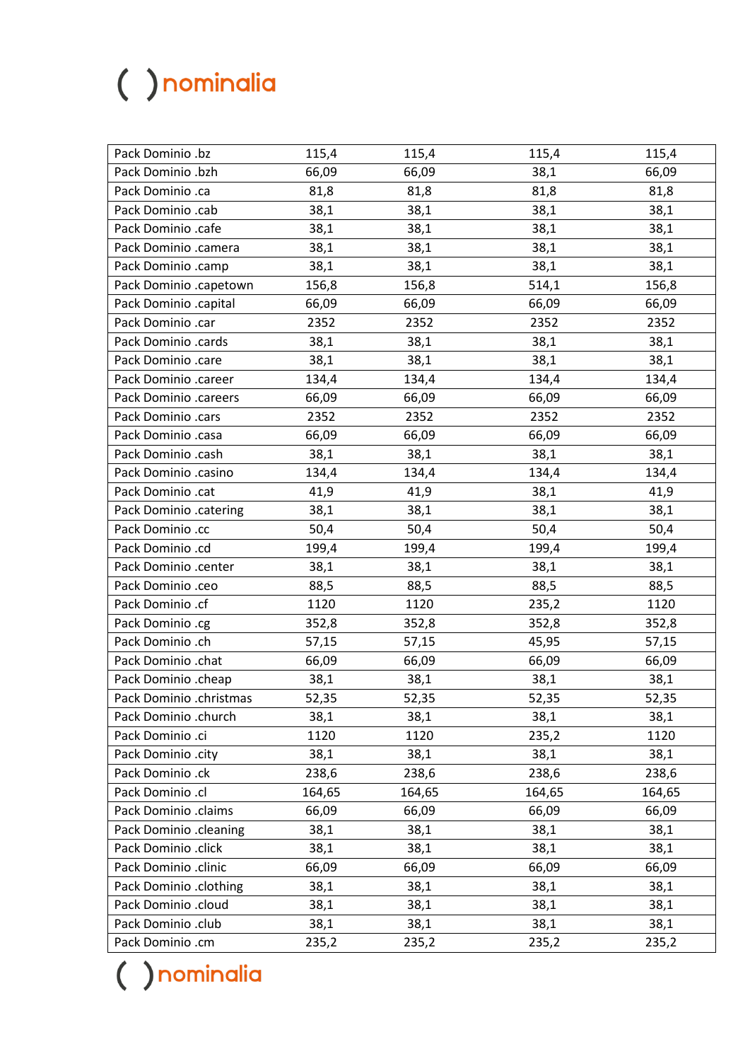| Pack Dominio .bz | 115,4 | 115,4 | 115,4 | 115,4 |
|---|---|---|---|---|
| Pack Dominio .bzh | 66,09 | 66,09 | 38,1 | 66,09 |
| Pack Dominio .ca | 81,8 | 81,8 | 81,8 | 81,8 |
| Pack Dominio .cab | 38,1 | 38,1 | 38,1 | 38,1 |
| Pack Dominio .cafe | 38,1 | 38,1 | 38,1 | 38,1 |
| Pack Dominio .camera | 38,1 | 38,1 | 38,1 | 38,1 |
| Pack Dominio .camp | 38,1 | 38,1 | 38,1 | 38,1 |
| Pack Dominio .capetown | 156,8 | 156,8 | 514,1 | 156,8 |
| Pack Dominio .capital | 66,09 | 66,09 | 66,09 | 66,09 |
| Pack Dominio .car | 2352 | 2352 | 2352 | 2352 |
| Pack Dominio .cards | 38,1 | 38,1 | 38,1 | 38,1 |
| Pack Dominio .care | 38,1 | 38,1 | 38,1 | 38,1 |
| Pack Dominio .career | 134,4 | 134,4 | 134,4 | 134,4 |
| Pack Dominio .careers | 66,09 | 66,09 | 66,09 | 66,09 |
| Pack Dominio .cars | 2352 | 2352 | 2352 | 2352 |
| Pack Dominio .casa | 66,09 | 66,09 | 66,09 | 66,09 |
| Pack Dominio .cash | 38,1 | 38,1 | 38,1 | 38,1 |
| Pack Dominio .casino | 134,4 | 134,4 | 134,4 | 134,4 |
| Pack Dominio .cat | 41,9 | 41,9 | 38,1 | 41,9 |
| Pack Dominio .catering | 38,1 | 38,1 | 38,1 | 38,1 |
| Pack Dominio .cc | 50,4 | 50,4 | 50,4 | 50,4 |
| Pack Dominio .cd | 199,4 | 199,4 | 199,4 | 199,4 |
| Pack Dominio .center | 38,1 | 38,1 | 38,1 | 38,1 |
| Pack Dominio .ceo | 88,5 | 88,5 | 88,5 | 88,5 |
| Pack Dominio .cf | 1120 | 1120 | 235,2 | 1120 |
| Pack Dominio .cg | 352,8 | 352,8 | 352,8 | 352,8 |
| Pack Dominio .ch | 57,15 | 57,15 | 45,95 | 57,15 |
| Pack Dominio .chat | 66,09 | 66,09 | 66,09 | 66,09 |
| Pack Dominio .cheap | 38,1 | 38,1 | 38,1 | 38,1 |
| Pack Dominio .christmas | 52,35 | 52,35 | 52,35 | 52,35 |
| Pack Dominio .church | 38,1 | 38,1 | 38,1 | 38,1 |
| Pack Dominio .ci | 1120 | 1120 | 235,2 | 1120 |
| Pack Dominio .city | 38,1 | 38,1 | 38,1 | 38,1 |
| Pack Dominio .ck | 238,6 | 238,6 | 238,6 | 238,6 |
| Pack Dominio .cl | 164,65 | 164,65 | 164,65 | 164,65 |
| Pack Dominio .claims | 66,09 | 66,09 | 66,09 | 66,09 |
| Pack Dominio .cleaning | 38,1 | 38,1 | 38,1 | 38,1 |
| Pack Dominio .click | 38,1 | 38,1 | 38,1 | 38,1 |
| Pack Dominio .clinic | 66,09 | 66,09 | 66,09 | 66,09 |
| Pack Dominio .clothing | 38,1 | 38,1 | 38,1 | 38,1 |
| Pack Dominio .cloud | 38,1 | 38,1 | 38,1 | 38,1 |
| Pack Dominio .club | 38,1 | 38,1 | 38,1 | 38,1 |
| Pack Dominio .cm | 235,2 | 235,2 | 235,2 | 235,2 |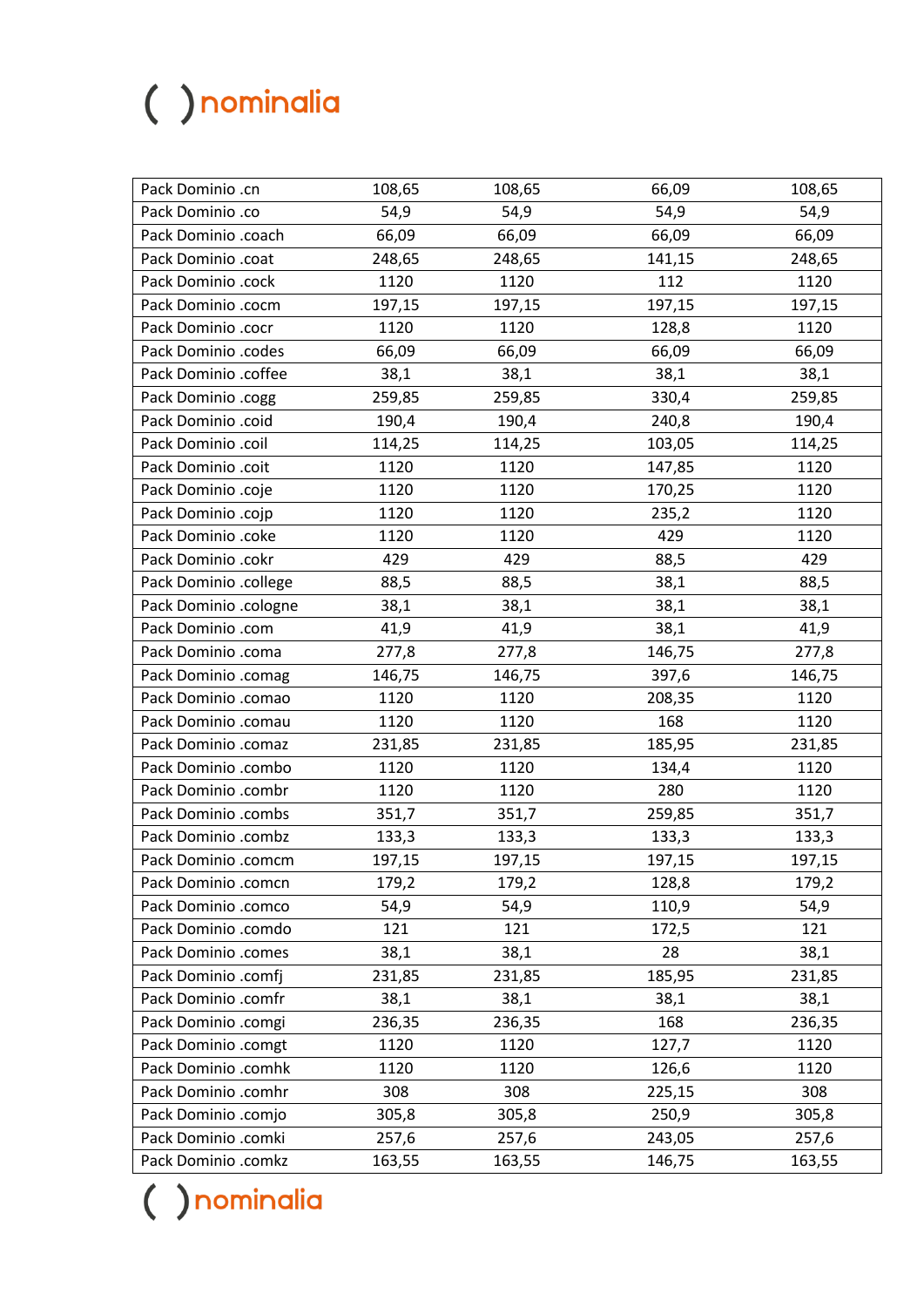| Pack Dominio .cn | 108,65 | 108,65 | 66,09 | 108,65 |
|---|---|---|---|---|
| Pack Dominio .co | 54,9 | 54,9 | 54,9 | 54,9 |
| Pack Dominio .coach | 66,09 | 66,09 | 66,09 | 66,09 |
| Pack Dominio .coat | 248,65 | 248,65 | 141,15 | 248,65 |
| Pack Dominio .cock | 1120 | 1120 | 112 | 1120 |
| Pack Dominio .cocm | 197,15 | 197,15 | 197,15 | 197,15 |
| Pack Dominio .cocr | 1120 | 1120 | 128,8 | 1120 |
| Pack Dominio .codes | 66,09 | 66,09 | 66,09 | 66,09 |
| Pack Dominio .coffee | 38,1 | 38,1 | 38,1 | 38,1 |
| Pack Dominio .cogg | 259,85 | 259,85 | 330,4 | 259,85 |
| Pack Dominio .coid | 190,4 | 190,4 | 240,8 | 190,4 |
| Pack Dominio .coil | 114,25 | 114,25 | 103,05 | 114,25 |
| Pack Dominio .coit | 1120 | 1120 | 147,85 | 1120 |
| Pack Dominio .coje | 1120 | 1120 | 170,25 | 1120 |
| Pack Dominio .cojp | 1120 | 1120 | 235,2 | 1120 |
| Pack Dominio .coke | 1120 | 1120 | 429 | 1120 |
| Pack Dominio .cokr | 429 | 429 | 88,5 | 429 |
| Pack Dominio .college | 88,5 | 88,5 | 38,1 | 88,5 |
| Pack Dominio .cologne | 38,1 | 38,1 | 38,1 | 38,1 |
| Pack Dominio .com | 41,9 | 41,9 | 38,1 | 41,9 |
| Pack Dominio .coma | 277,8 | 277,8 | 146,75 | 277,8 |
| Pack Dominio .comag | 146,75 | 146,75 | 397,6 | 146,75 |
| Pack Dominio .comao | 1120 | 1120 | 208,35 | 1120 |
| Pack Dominio .comau | 1120 | 1120 | 168 | 1120 |
| Pack Dominio .comaz | 231,85 | 231,85 | 185,95 | 231,85 |
| Pack Dominio .combo | 1120 | 1120 | 134,4 | 1120 |
| Pack Dominio .combr | 1120 | 1120 | 280 | 1120 |
| Pack Dominio .combs | 351,7 | 351,7 | 259,85 | 351,7 |
| Pack Dominio .combz | 133,3 | 133,3 | 133,3 | 133,3 |
| Pack Dominio .comcm | 197,15 | 197,15 | 197,15 | 197,15 |
| Pack Dominio .comcn | 179,2 | 179,2 | 128,8 | 179,2 |
| Pack Dominio .comco | 54,9 | 54,9 | 110,9 | 54,9 |
| Pack Dominio .comdo | 121 | 121 | 172,5 | 121 |
| Pack Dominio .comes | 38,1 | 38,1 | 28 | 38,1 |
| Pack Dominio .comfj | 231,85 | 231,85 | 185,95 | 231,85 |
| Pack Dominio .comfr | 38,1 | 38,1 | 38,1 | 38,1 |
| Pack Dominio .comgi | 236,35 | 236,35 | 168 | 236,35 |
| Pack Dominio .comgt | 1120 | 1120 | 127,7 | 1120 |
| Pack Dominio .comhk | 1120 | 1120 | 126,6 | 1120 |
| Pack Dominio .comhr | 308 | 308 | 225,15 | 308 |
| Pack Dominio .comjo | 305,8 | 305,8 | 250,9 | 305,8 |
| Pack Dominio .comki | 257,6 | 257,6 | 243,05 | 257,6 |
| Pack Dominio .comkz | 163,55 | 163,55 | 146,75 | 163,55 |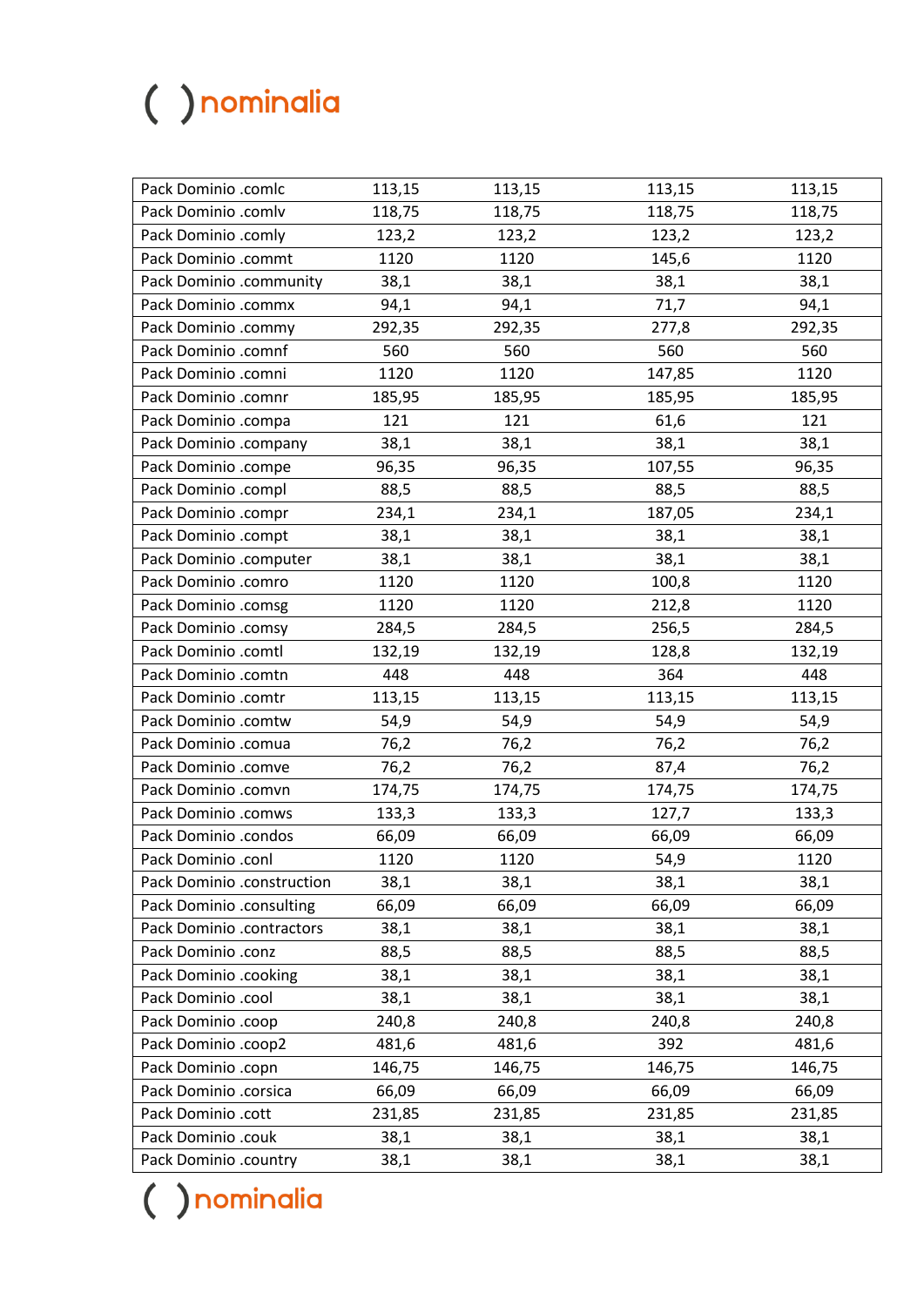| | | | | |
|---|---|---|---|---|
| Pack Dominio .comlc | 113,15 | 113,15 | 113,15 | 113,15 |
| Pack Dominio .comlv | 118,75 | 118,75 | 118,75 | 118,75 |
| Pack Dominio .comly | 123,2 | 123,2 | 123,2 | 123,2 |
| Pack Dominio .commt | 1120 | 1120 | 145,6 | 1120 |
| Pack Dominio .community | 38,1 | 38,1 | 38,1 | 38,1 |
| Pack Dominio .commx | 94,1 | 94,1 | 71,7 | 94,1 |
| Pack Dominio .commy | 292,35 | 292,35 | 277,8 | 292,35 |
| Pack Dominio .comnf | 560 | 560 | 560 | 560 |
| Pack Dominio .comni | 1120 | 1120 | 147,85 | 1120 |
| Pack Dominio .comnr | 185,95 | 185,95 | 185,95 | 185,95 |
| Pack Dominio .compa | 121 | 121 | 61,6 | 121 |
| Pack Dominio .company | 38,1 | 38,1 | 38,1 | 38,1 |
| Pack Dominio .compe | 96,35 | 96,35 | 107,55 | 96,35 |
| Pack Dominio .compl | 88,5 | 88,5 | 88,5 | 88,5 |
| Pack Dominio .compr | 234,1 | 234,1 | 187,05 | 234,1 |
| Pack Dominio .compt | 38,1 | 38,1 | 38,1 | 38,1 |
| Pack Dominio .computer | 38,1 | 38,1 | 38,1 | 38,1 |
| Pack Dominio .comro | 1120 | 1120 | 100,8 | 1120 |
| Pack Dominio .comsg | 1120 | 1120 | 212,8 | 1120 |
| Pack Dominio .comsy | 284,5 | 284,5 | 256,5 | 284,5 |
| Pack Dominio .comtl | 132,19 | 132,19 | 128,8 | 132,19 |
| Pack Dominio .comtn | 448 | 448 | 364 | 448 |
| Pack Dominio .comtr | 113,15 | 113,15 | 113,15 | 113,15 |
| Pack Dominio .comtw | 54,9 | 54,9 | 54,9 | 54,9 |
| Pack Dominio .comua | 76,2 | 76,2 | 76,2 | 76,2 |
| Pack Dominio .comve | 76,2 | 76,2 | 87,4 | 76,2 |
| Pack Dominio .comvn | 174,75 | 174,75 | 174,75 | 174,75 |
| Pack Dominio .comws | 133,3 | 133,3 | 127,7 | 133,3 |
| Pack Dominio .condos | 66,09 | 66,09 | 66,09 | 66,09 |
| Pack Dominio .conl | 1120 | 1120 | 54,9 | 1120 |
| Pack Dominio .construction | 38,1 | 38,1 | 38,1 | 38,1 |
| Pack Dominio .consulting | 66,09 | 66,09 | 66,09 | 66,09 |
| Pack Dominio .contractors | 38,1 | 38,1 | 38,1 | 38,1 |
| Pack Dominio .conz | 88,5 | 88,5 | 88,5 | 88,5 |
| Pack Dominio .cooking | 38,1 | 38,1 | 38,1 | 38,1 |
| Pack Dominio .cool | 38,1 | 38,1 | 38,1 | 38,1 |
| Pack Dominio .coop | 240,8 | 240,8 | 240,8 | 240,8 |
| Pack Dominio .coop2 | 481,6 | 481,6 | 392 | 481,6 |
| Pack Dominio .copn | 146,75 | 146,75 | 146,75 | 146,75 |
| Pack Dominio .corsica | 66,09 | 66,09 | 66,09 | 66,09 |
| Pack Dominio .cott | 231,85 | 231,85 | 231,85 | 231,85 |
| Pack Dominio .couk | 38,1 | 38,1 | 38,1 | 38,1 |
| Pack Dominio .country | 38,1 | 38,1 | 38,1 | 38,1 |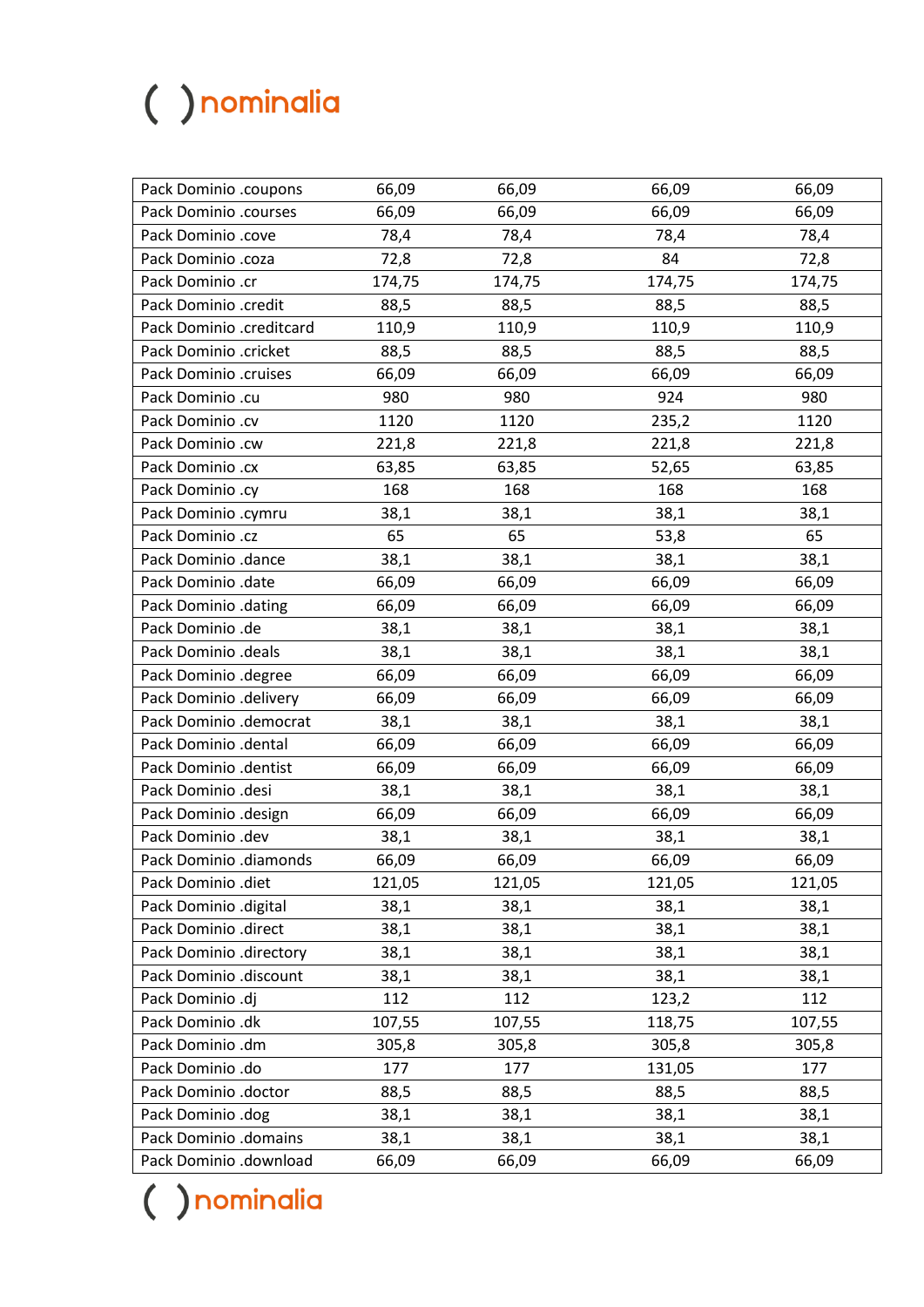| | | | | |
|---|---|---|---|---|
| Pack Dominio .coupons | 66,09 | 66,09 | 66,09 | 66,09 |
| Pack Dominio .courses | 66,09 | 66,09 | 66,09 | 66,09 |
| Pack Dominio .cove | 78,4 | 78,4 | 78,4 | 78,4 |
| Pack Dominio .coza | 72,8 | 72,8 | 84 | 72,8 |
| Pack Dominio .cr | 174,75 | 174,75 | 174,75 | 174,75 |
| Pack Dominio .credit | 88,5 | 88,5 | 88,5 | 88,5 |
| Pack Dominio .creditcard | 110,9 | 110,9 | 110,9 | 110,9 |
| Pack Dominio .cricket | 88,5 | 88,5 | 88,5 | 88,5 |
| Pack Dominio .cruises | 66,09 | 66,09 | 66,09 | 66,09 |
| Pack Dominio .cu | 980 | 980 | 924 | 980 |
| Pack Dominio .cv | 1120 | 1120 | 235,2 | 1120 |
| Pack Dominio .cw | 221,8 | 221,8 | 221,8 | 221,8 |
| Pack Dominio .cx | 63,85 | 63,85 | 52,65 | 63,85 |
| Pack Dominio .cy | 168 | 168 | 168 | 168 |
| Pack Dominio .cymru | 38,1 | 38,1 | 38,1 | 38,1 |
| Pack Dominio .cz | 65 | 65 | 53,8 | 65 |
| Pack Dominio .dance | 38,1 | 38,1 | 38,1 | 38,1 |
| Pack Dominio .date | 66,09 | 66,09 | 66,09 | 66,09 |
| Pack Dominio .dating | 66,09 | 66,09 | 66,09 | 66,09 |
| Pack Dominio .de | 38,1 | 38,1 | 38,1 | 38,1 |
| Pack Dominio .deals | 38,1 | 38,1 | 38,1 | 38,1 |
| Pack Dominio .degree | 66,09 | 66,09 | 66,09 | 66,09 |
| Pack Dominio .delivery | 66,09 | 66,09 | 66,09 | 66,09 |
| Pack Dominio .democrat | 38,1 | 38,1 | 38,1 | 38,1 |
| Pack Dominio .dental | 66,09 | 66,09 | 66,09 | 66,09 |
| Pack Dominio .dentist | 66,09 | 66,09 | 66,09 | 66,09 |
| Pack Dominio .desi | 38,1 | 38,1 | 38,1 | 38,1 |
| Pack Dominio .design | 66,09 | 66,09 | 66,09 | 66,09 |
| Pack Dominio .dev | 38,1 | 38,1 | 38,1 | 38,1 |
| Pack Dominio .diamonds | 66,09 | 66,09 | 66,09 | 66,09 |
| Pack Dominio .diet | 121,05 | 121,05 | 121,05 | 121,05 |
| Pack Dominio .digital | 38,1 | 38,1 | 38,1 | 38,1 |
| Pack Dominio .direct | 38,1 | 38,1 | 38,1 | 38,1 |
| Pack Dominio .directory | 38,1 | 38,1 | 38,1 | 38,1 |
| Pack Dominio .discount | 38,1 | 38,1 | 38,1 | 38,1 |
| Pack Dominio .dj | 112 | 112 | 123,2 | 112 |
| Pack Dominio .dk | 107,55 | 107,55 | 118,75 | 107,55 |
| Pack Dominio .dm | 305,8 | 305,8 | 305,8 | 305,8 |
| Pack Dominio .do | 177 | 177 | 131,05 | 177 |
| Pack Dominio .doctor | 88,5 | 88,5 | 88,5 | 88,5 |
| Pack Dominio .dog | 38,1 | 38,1 | 38,1 | 38,1 |
| Pack Dominio .domains | 38,1 | 38,1 | 38,1 | 38,1 |
| Pack Dominio .download | 66,09 | 66,09 | 66,09 | 66,09 |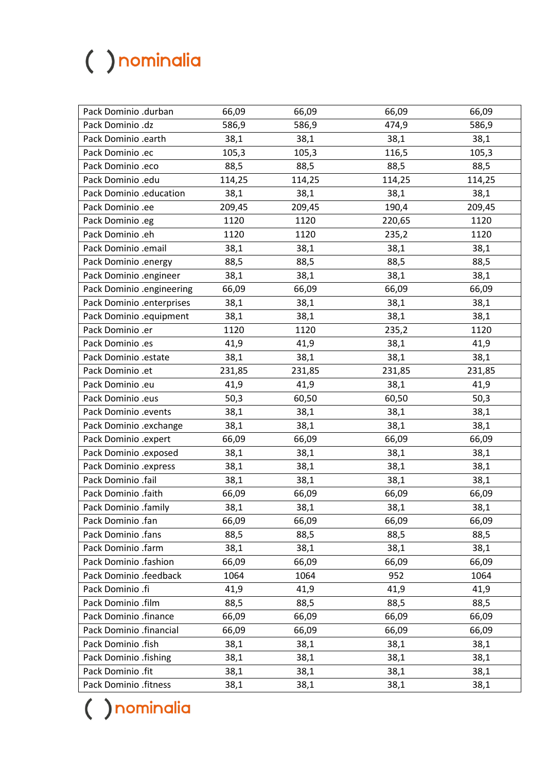| Pack Dominio .durban | 66,09 | 66,09 | 66,09 | 66,09 |
|---|---|---|---|---|
| Pack Dominio .dz | 586,9 | 586,9 | 474,9 | 586,9 |
| Pack Dominio .earth | 38,1 | 38,1 | 38,1 | 38,1 |
| Pack Dominio .ec | 105,3 | 105,3 | 116,5 | 105,3 |
| Pack Dominio .eco | 88,5 | 88,5 | 88,5 | 88,5 |
| Pack Dominio .edu | 114,25 | 114,25 | 114,25 | 114,25 |
| Pack Dominio .education | 38,1 | 38,1 | 38,1 | 38,1 |
| Pack Dominio .ee | 209,45 | 209,45 | 190,4 | 209,45 |
| Pack Dominio .eg | 1120 | 1120 | 220,65 | 1120 |
| Pack Dominio .eh | 1120 | 1120 | 235,2 | 1120 |
| Pack Dominio .email | 38,1 | 38,1 | 38,1 | 38,1 |
| Pack Dominio .energy | 88,5 | 88,5 | 88,5 | 88,5 |
| Pack Dominio .engineer | 38,1 | 38,1 | 38,1 | 38,1 |
| Pack Dominio .engineering | 66,09 | 66,09 | 66,09 | 66,09 |
| Pack Dominio .enterprises | 38,1 | 38,1 | 38,1 | 38,1 |
| Pack Dominio .equipment | 38,1 | 38,1 | 38,1 | 38,1 |
| Pack Dominio .er | 1120 | 1120 | 235,2 | 1120 |
| Pack Dominio .es | 41,9 | 41,9 | 38,1 | 41,9 |
| Pack Dominio .estate | 38,1 | 38,1 | 38,1 | 38,1 |
| Pack Dominio .et | 231,85 | 231,85 | 231,85 | 231,85 |
| Pack Dominio .eu | 41,9 | 41,9 | 38,1 | 41,9 |
| Pack Dominio .eus | 50,3 | 60,50 | 60,50 | 50,3 |
| Pack Dominio .events | 38,1 | 38,1 | 38,1 | 38,1 |
| Pack Dominio .exchange | 38,1 | 38,1 | 38,1 | 38,1 |
| Pack Dominio .expert | 66,09 | 66,09 | 66,09 | 66,09 |
| Pack Dominio .exposed | 38,1 | 38,1 | 38,1 | 38,1 |
| Pack Dominio .express | 38,1 | 38,1 | 38,1 | 38,1 |
| Pack Dominio .fail | 38,1 | 38,1 | 38,1 | 38,1 |
| Pack Dominio .faith | 66,09 | 66,09 | 66,09 | 66,09 |
| Pack Dominio .family | 38,1 | 38,1 | 38,1 | 38,1 |
| Pack Dominio .fan | 66,09 | 66,09 | 66,09 | 66,09 |
| Pack Dominio .fans | 88,5 | 88,5 | 88,5 | 88,5 |
| Pack Dominio .farm | 38,1 | 38,1 | 38,1 | 38,1 |
| Pack Dominio .fashion | 66,09 | 66,09 | 66,09 | 66,09 |
| Pack Dominio .feedback | 1064 | 1064 | 952 | 1064 |
| Pack Dominio .fi | 41,9 | 41,9 | 41,9 | 41,9 |
| Pack Dominio .film | 88,5 | 88,5 | 88,5 | 88,5 |
| Pack Dominio .finance | 66,09 | 66,09 | 66,09 | 66,09 |
| Pack Dominio .financial | 66,09 | 66,09 | 66,09 | 66,09 |
| Pack Dominio .fish | 38,1 | 38,1 | 38,1 | 38,1 |
| Pack Dominio .fishing | 38,1 | 38,1 | 38,1 | 38,1 |
| Pack Dominio .fit | 38,1 | 38,1 | 38,1 | 38,1 |
| Pack Dominio .fitness | 38,1 | 38,1 | 38,1 | 38,1 |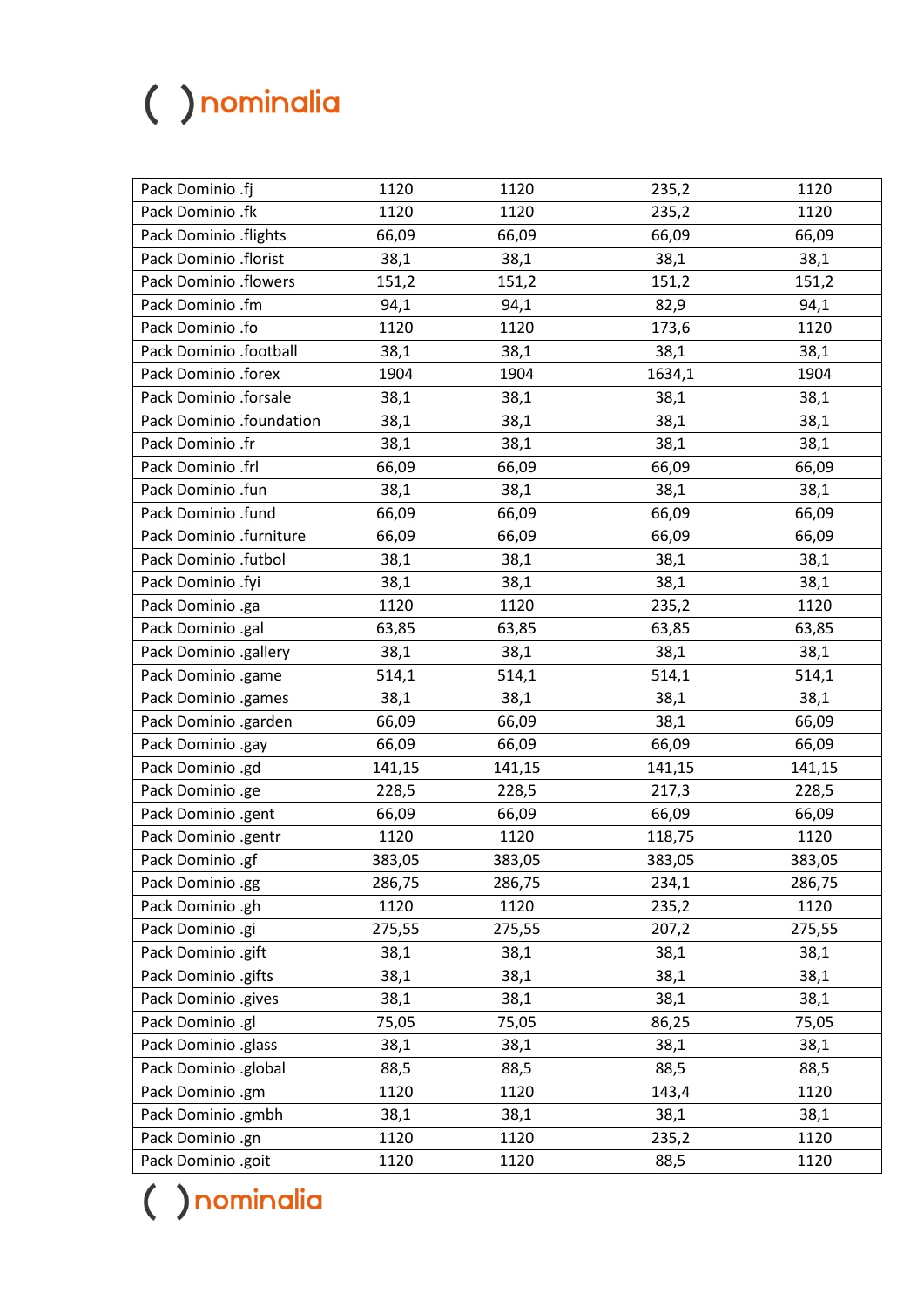| Pack Dominio .fj | 1120 | 1120 | 235,2 | 1120 |
|---|---|---|---|---|
| Pack Dominio .fk | 1120 | 1120 | 235,2 | 1120 |
| Pack Dominio .flights | 66,09 | 66,09 | 66,09 | 66,09 |
| Pack Dominio .florist | 38,1 | 38,1 | 38,1 | 38,1 |
| Pack Dominio .flowers | 151,2 | 151,2 | 151,2 | 151,2 |
| Pack Dominio .fm | 94,1 | 94,1 | 82,9 | 94,1 |
| Pack Dominio .fo | 1120 | 1120 | 173,6 | 1120 |
| Pack Dominio .football | 38,1 | 38,1 | 38,1 | 38,1 |
| Pack Dominio .forex | 1904 | 1904 | 1634,1 | 1904 |
| Pack Dominio .forsale | 38,1 | 38,1 | 38,1 | 38,1 |
| Pack Dominio .foundation | 38,1 | 38,1 | 38,1 | 38,1 |
| Pack Dominio .fr | 38,1 | 38,1 | 38,1 | 38,1 |
| Pack Dominio .frl | 66,09 | 66,09 | 66,09 | 66,09 |
| Pack Dominio .fun | 38,1 | 38,1 | 38,1 | 38,1 |
| Pack Dominio .fund | 66,09 | 66,09 | 66,09 | 66,09 |
| Pack Dominio .furniture | 66,09 | 66,09 | 66,09 | 66,09 |
| Pack Dominio .futbol | 38,1 | 38,1 | 38,1 | 38,1 |
| Pack Dominio .fyi | 38,1 | 38,1 | 38,1 | 38,1 |
| Pack Dominio .ga | 1120 | 1120 | 235,2 | 1120 |
| Pack Dominio .gal | 63,85 | 63,85 | 63,85 | 63,85 |
| Pack Dominio .gallery | 38,1 | 38,1 | 38,1 | 38,1 |
| Pack Dominio .game | 514,1 | 514,1 | 514,1 | 514,1 |
| Pack Dominio .games | 38,1 | 38,1 | 38,1 | 38,1 |
| Pack Dominio .garden | 66,09 | 66,09 | 38,1 | 66,09 |
| Pack Dominio .gay | 66,09 | 66,09 | 66,09 | 66,09 |
| Pack Dominio .gd | 141,15 | 141,15 | 141,15 | 141,15 |
| Pack Dominio .ge | 228,5 | 228,5 | 217,3 | 228,5 |
| Pack Dominio .gent | 66,09 | 66,09 | 66,09 | 66,09 |
| Pack Dominio .gentr | 1120 | 1120 | 118,75 | 1120 |
| Pack Dominio .gf | 383,05 | 383,05 | 383,05 | 383,05 |
| Pack Dominio .gg | 286,75 | 286,75 | 234,1 | 286,75 |
| Pack Dominio .gh | 1120 | 1120 | 235,2 | 1120 |
| Pack Dominio .gi | 275,55 | 275,55 | 207,2 | 275,55 |
| Pack Dominio .gift | 38,1 | 38,1 | 38,1 | 38,1 |
| Pack Dominio .gifts | 38,1 | 38,1 | 38,1 | 38,1 |
| Pack Dominio .gives | 38,1 | 38,1 | 38,1 | 38,1 |
| Pack Dominio .gl | 75,05 | 75,05 | 86,25 | 75,05 |
| Pack Dominio .glass | 38,1 | 38,1 | 38,1 | 38,1 |
| Pack Dominio .global | 88,5 | 88,5 | 88,5 | 88,5 |
| Pack Dominio .gm | 1120 | 1120 | 143,4 | 1120 |
| Pack Dominio .gmbh | 38,1 | 38,1 | 38,1 | 38,1 |
| Pack Dominio .gn | 1120 | 1120 | 235,2 | 1120 |
| Pack Dominio .goit | 1120 | 1120 | 88,5 | 1120 |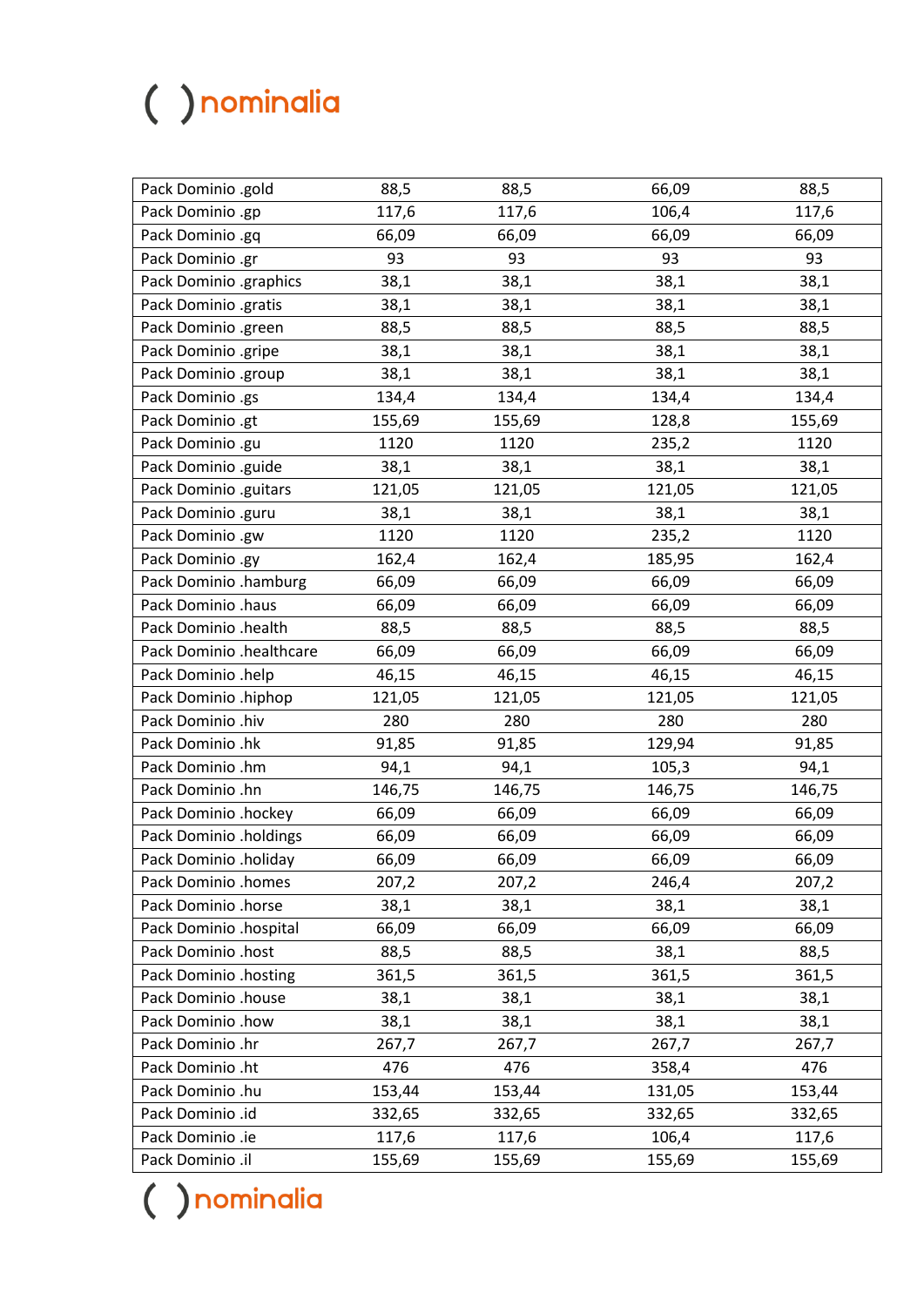| Pack Dominio .gold | 88,5 | 88,5 | 66,09 | 88,5 |
|---|---|---|---|---|
| Pack Dominio .gp | 117,6 | 117,6 | 106,4 | 117,6 |
| Pack Dominio .gq | 66,09 | 66,09 | 66,09 | 66,09 |
| Pack Dominio .gr | 93 | 93 | 93 | 93 |
| Pack Dominio .graphics | 38,1 | 38,1 | 38,1 | 38,1 |
| Pack Dominio .gratis | 38,1 | 38,1 | 38,1 | 38,1 |
| Pack Dominio .green | 88,5 | 88,5 | 88,5 | 88,5 |
| Pack Dominio .gripe | 38,1 | 38,1 | 38,1 | 38,1 |
| Pack Dominio .group | 38,1 | 38,1 | 38,1 | 38,1 |
| Pack Dominio .gs | 134,4 | 134,4 | 134,4 | 134,4 |
| Pack Dominio .gt | 155,69 | 155,69 | 128,8 | 155,69 |
| Pack Dominio .gu | 1120 | 1120 | 235,2 | 1120 |
| Pack Dominio .guide | 38,1 | 38,1 | 38,1 | 38,1 |
| Pack Dominio .guitars | 121,05 | 121,05 | 121,05 | 121,05 |
| Pack Dominio .guru | 38,1 | 38,1 | 38,1 | 38,1 |
| Pack Dominio .gw | 1120 | 1120 | 235,2 | 1120 |
| Pack Dominio .gy | 162,4 | 162,4 | 185,95 | 162,4 |
| Pack Dominio .hamburg | 66,09 | 66,09 | 66,09 | 66,09 |
| Pack Dominio .haus | 66,09 | 66,09 | 66,09 | 66,09 |
| Pack Dominio .health | 88,5 | 88,5 | 88,5 | 88,5 |
| Pack Dominio .healthcare | 66,09 | 66,09 | 66,09 | 66,09 |
| Pack Dominio .help | 46,15 | 46,15 | 46,15 | 46,15 |
| Pack Dominio .hiphop | 121,05 | 121,05 | 121,05 | 121,05 |
| Pack Dominio .hiv | 280 | 280 | 280 | 280 |
| Pack Dominio .hk | 91,85 | 91,85 | 129,94 | 91,85 |
| Pack Dominio .hm | 94,1 | 94,1 | 105,3 | 94,1 |
| Pack Dominio .hn | 146,75 | 146,75 | 146,75 | 146,75 |
| Pack Dominio .hockey | 66,09 | 66,09 | 66,09 | 66,09 |
| Pack Dominio .holdings | 66,09 | 66,09 | 66,09 | 66,09 |
| Pack Dominio .holiday | 66,09 | 66,09 | 66,09 | 66,09 |
| Pack Dominio .homes | 207,2 | 207,2 | 246,4 | 207,2 |
| Pack Dominio .horse | 38,1 | 38,1 | 38,1 | 38,1 |
| Pack Dominio .hospital | 66,09 | 66,09 | 66,09 | 66,09 |
| Pack Dominio .host | 88,5 | 88,5 | 38,1 | 88,5 |
| Pack Dominio .hosting | 361,5 | 361,5 | 361,5 | 361,5 |
| Pack Dominio .house | 38,1 | 38,1 | 38,1 | 38,1 |
| Pack Dominio .how | 38,1 | 38,1 | 38,1 | 38,1 |
| Pack Dominio .hr | 267,7 | 267,7 | 267,7 | 267,7 |
| Pack Dominio .ht | 476 | 476 | 358,4 | 476 |
| Pack Dominio .hu | 153,44 | 153,44 | 131,05 | 153,44 |
| Pack Dominio .id | 332,65 | 332,65 | 332,65 | 332,65 |
| Pack Dominio .ie | 117,6 | 117,6 | 106,4 | 117,6 |
| Pack Dominio .il | 155,69 | 155,69 | 155,69 | 155,69 |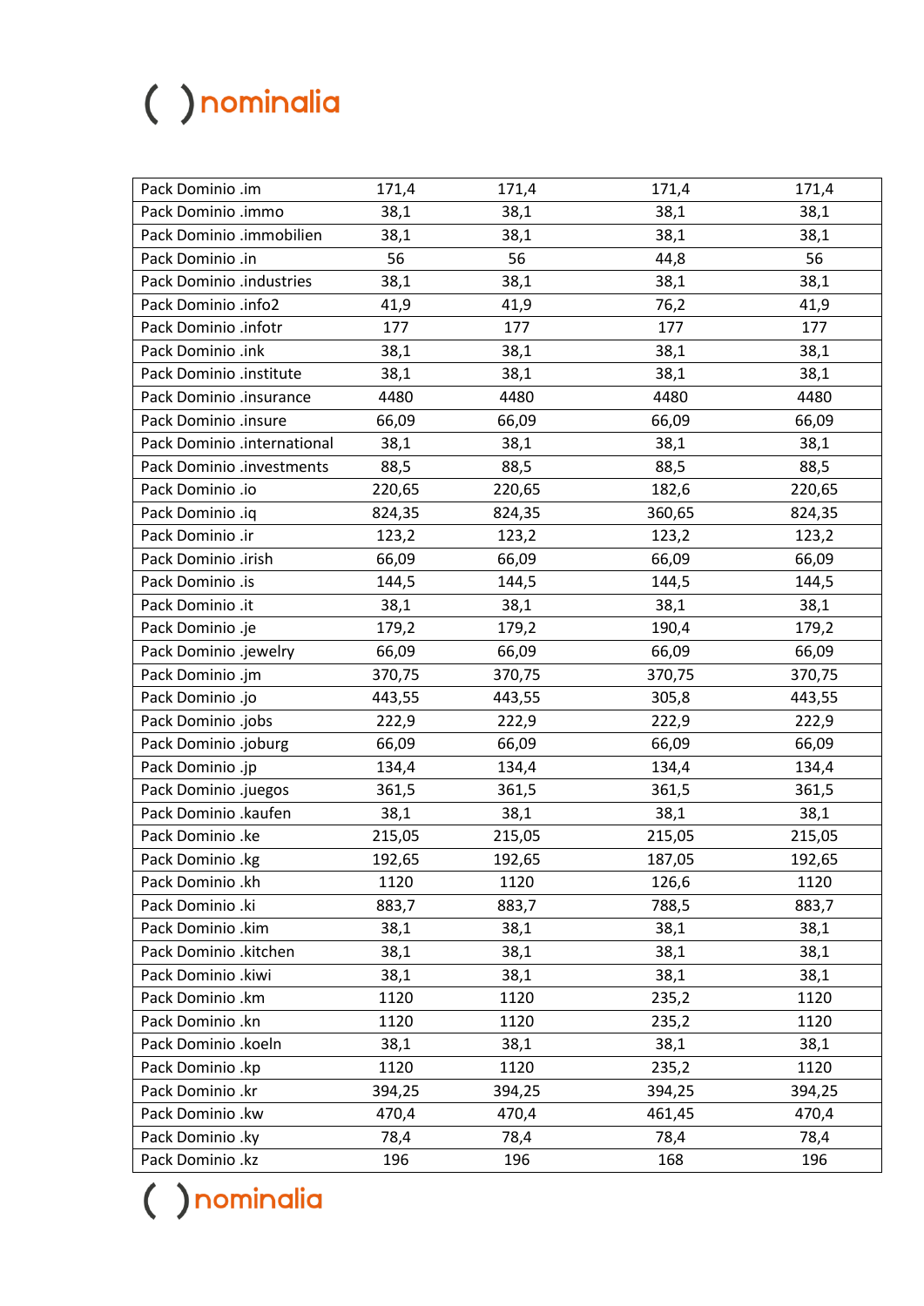| | | | | |
|---|---|---|---|---|
| Pack Dominio .im | 171,4 | 171,4 | 171,4 | 171,4 |
| Pack Dominio .immo | 38,1 | 38,1 | 38,1 | 38,1 |
| Pack Dominio .immobilien | 38,1 | 38,1 | 38,1 | 38,1 |
| Pack Dominio .in | 56 | 56 | 44,8 | 56 |
| Pack Dominio .industries | 38,1 | 38,1 | 38,1 | 38,1 |
| Pack Dominio .info2 | 41,9 | 41,9 | 76,2 | 41,9 |
| Pack Dominio .infotr | 177 | 177 | 177 | 177 |
| Pack Dominio .ink | 38,1 | 38,1 | 38,1 | 38,1 |
| Pack Dominio .institute | 38,1 | 38,1 | 38,1 | 38,1 |
| Pack Dominio .insurance | 4480 | 4480 | 4480 | 4480 |
| Pack Dominio .insure | 66,09 | 66,09 | 66,09 | 66,09 |
| Pack Dominio .international | 38,1 | 38,1 | 38,1 | 38,1 |
| Pack Dominio .investments | 88,5 | 88,5 | 88,5 | 88,5 |
| Pack Dominio .io | 220,65 | 220,65 | 182,6 | 220,65 |
| Pack Dominio .iq | 824,35 | 824,35 | 360,65 | 824,35 |
| Pack Dominio .ir | 123,2 | 123,2 | 123,2 | 123,2 |
| Pack Dominio .irish | 66,09 | 66,09 | 66,09 | 66,09 |
| Pack Dominio .is | 144,5 | 144,5 | 144,5 | 144,5 |
| Pack Dominio .it | 38,1 | 38,1 | 38,1 | 38,1 |
| Pack Dominio .je | 179,2 | 179,2 | 190,4 | 179,2 |
| Pack Dominio .jewelry | 66,09 | 66,09 | 66,09 | 66,09 |
| Pack Dominio .jm | 370,75 | 370,75 | 370,75 | 370,75 |
| Pack Dominio .jo | 443,55 | 443,55 | 305,8 | 443,55 |
| Pack Dominio .jobs | 222,9 | 222,9 | 222,9 | 222,9 |
| Pack Dominio .joburg | 66,09 | 66,09 | 66,09 | 66,09 |
| Pack Dominio .jp | 134,4 | 134,4 | 134,4 | 134,4 |
| Pack Dominio .juegos | 361,5 | 361,5 | 361,5 | 361,5 |
| Pack Dominio .kaufen | 38,1 | 38,1 | 38,1 | 38,1 |
| Pack Dominio .ke | 215,05 | 215,05 | 215,05 | 215,05 |
| Pack Dominio .kg | 192,65 | 192,65 | 187,05 | 192,65 |
| Pack Dominio .kh | 1120 | 1120 | 126,6 | 1120 |
| Pack Dominio .ki | 883,7 | 883,7 | 788,5 | 883,7 |
| Pack Dominio .kim | 38,1 | 38,1 | 38,1 | 38,1 |
| Pack Dominio .kitchen | 38,1 | 38,1 | 38,1 | 38,1 |
| Pack Dominio .kiwi | 38,1 | 38,1 | 38,1 | 38,1 |
| Pack Dominio .km | 1120 | 1120 | 235,2 | 1120 |
| Pack Dominio .kn | 1120 | 1120 | 235,2 | 1120 |
| Pack Dominio .koeln | 38,1 | 38,1 | 38,1 | 38,1 |
| Pack Dominio .kp | 1120 | 1120 | 235,2 | 1120 |
| Pack Dominio .kr | 394,25 | 394,25 | 394,25 | 394,25 |
| Pack Dominio .kw | 470,4 | 470,4 | 461,45 | 470,4 |
| Pack Dominio .ky | 78,4 | 78,4 | 78,4 | 78,4 |
| Pack Dominio .kz | 196 | 196 | 168 | 196 |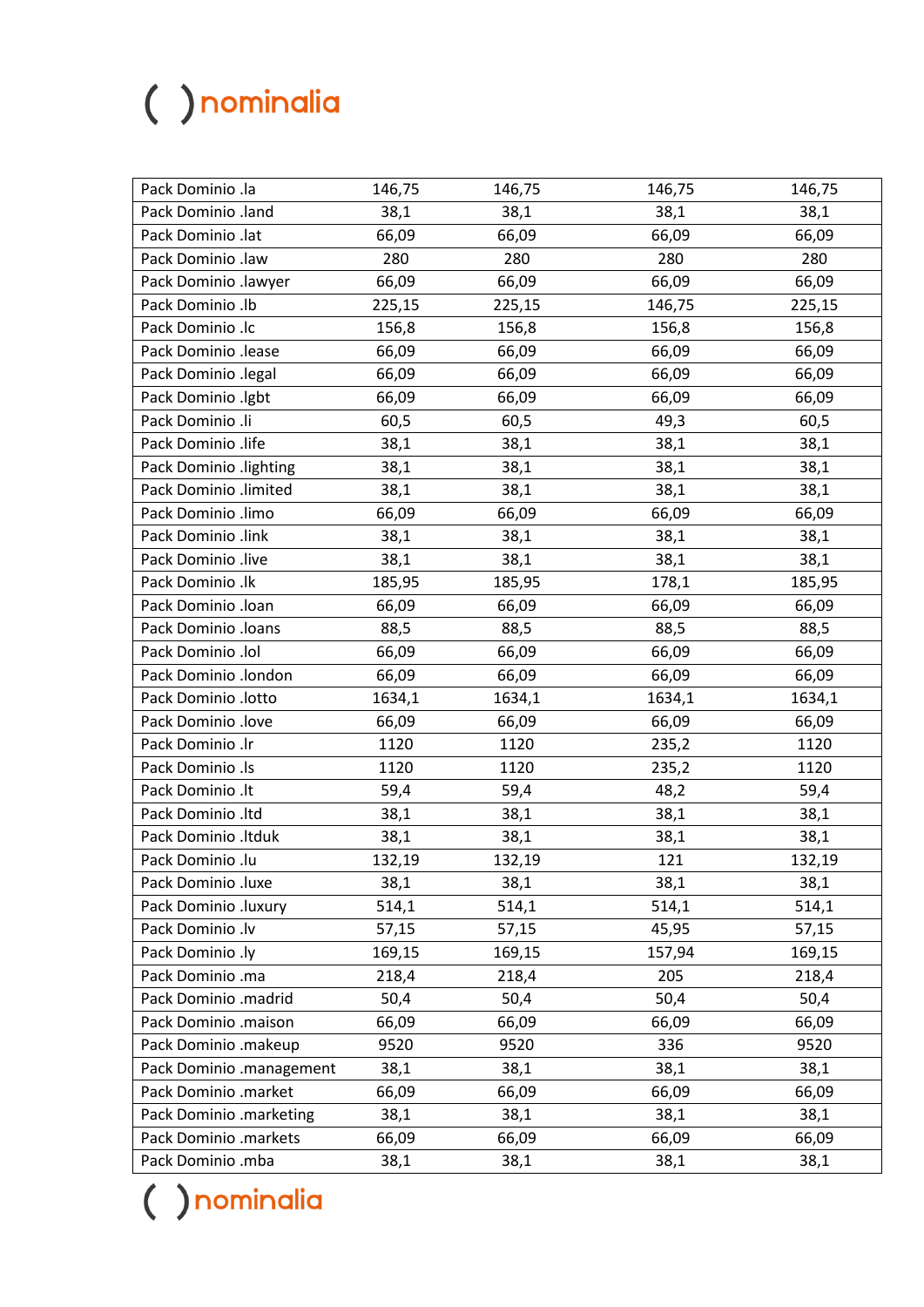| | | | | |
|---|---|---|---|---|
| Pack Dominio .la | 146,75 | 146,75 | 146,75 | 146,75 |
| Pack Dominio .land | 38,1 | 38,1 | 38,1 | 38,1 |
| Pack Dominio .lat | 66,09 | 66,09 | 66,09 | 66,09 |
| Pack Dominio .law | 280 | 280 | 280 | 280 |
| Pack Dominio .lawyer | 66,09 | 66,09 | 66,09 | 66,09 |
| Pack Dominio .lb | 225,15 | 225,15 | 146,75 | 225,15 |
| Pack Dominio .lc | 156,8 | 156,8 | 156,8 | 156,8 |
| Pack Dominio .lease | 66,09 | 66,09 | 66,09 | 66,09 |
| Pack Dominio .legal | 66,09 | 66,09 | 66,09 | 66,09 |
| Pack Dominio .lgbt | 66,09 | 66,09 | 66,09 | 66,09 |
| Pack Dominio .li | 60,5 | 60,5 | 49,3 | 60,5 |
| Pack Dominio .life | 38,1 | 38,1 | 38,1 | 38,1 |
| Pack Dominio .lighting | 38,1 | 38,1 | 38,1 | 38,1 |
| Pack Dominio .limited | 38,1 | 38,1 | 38,1 | 38,1 |
| Pack Dominio .limo | 66,09 | 66,09 | 66,09 | 66,09 |
| Pack Dominio .link | 38,1 | 38,1 | 38,1 | 38,1 |
| Pack Dominio .live | 38,1 | 38,1 | 38,1 | 38,1 |
| Pack Dominio .lk | 185,95 | 185,95 | 178,1 | 185,95 |
| Pack Dominio .loan | 66,09 | 66,09 | 66,09 | 66,09 |
| Pack Dominio .loans | 88,5 | 88,5 | 88,5 | 88,5 |
| Pack Dominio .lol | 66,09 | 66,09 | 66,09 | 66,09 |
| Pack Dominio .london | 66,09 | 66,09 | 66,09 | 66,09 |
| Pack Dominio .lotto | 1634,1 | 1634,1 | 1634,1 | 1634,1 |
| Pack Dominio .love | 66,09 | 66,09 | 66,09 | 66,09 |
| Pack Dominio .lr | 1120 | 1120 | 235,2 | 1120 |
| Pack Dominio .ls | 1120 | 1120 | 235,2 | 1120 |
| Pack Dominio .lt | 59,4 | 59,4 | 48,2 | 59,4 |
| Pack Dominio .ltd | 38,1 | 38,1 | 38,1 | 38,1 |
| Pack Dominio .ltduk | 38,1 | 38,1 | 38,1 | 38,1 |
| Pack Dominio .lu | 132,19 | 132,19 | 121 | 132,19 |
| Pack Dominio .luxe | 38,1 | 38,1 | 38,1 | 38,1 |
| Pack Dominio .luxury | 514,1 | 514,1 | 514,1 | 514,1 |
| Pack Dominio .lv | 57,15 | 57,15 | 45,95 | 57,15 |
| Pack Dominio .ly | 169,15 | 169,15 | 157,94 | 169,15 |
| Pack Dominio .ma | 218,4 | 218,4 | 205 | 218,4 |
| Pack Dominio .madrid | 50,4 | 50,4 | 50,4 | 50,4 |
| Pack Dominio .maison | 66,09 | 66,09 | 66,09 | 66,09 |
| Pack Dominio .makeup | 9520 | 9520 | 336 | 9520 |
| Pack Dominio .management | 38,1 | 38,1 | 38,1 | 38,1 |
| Pack Dominio .market | 66,09 | 66,09 | 66,09 | 66,09 |
| Pack Dominio .marketing | 38,1 | 38,1 | 38,1 | 38,1 |
| Pack Dominio .markets | 66,09 | 66,09 | 66,09 | 66,09 |
| Pack Dominio .mba | 38,1 | 38,1 | 38,1 | 38,1 |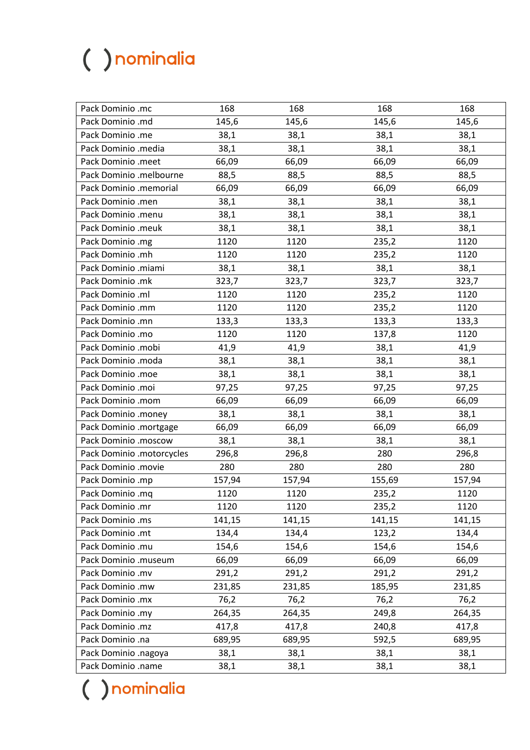| Pack Dominio .mc | 168 | 168 | 168 | 168 |
|---|---|---|---|---|
| Pack Dominio .md | 145,6 | 145,6 | 145,6 | 145,6 |
| Pack Dominio .me | 38,1 | 38,1 | 38,1 | 38,1 |
| Pack Dominio .media | 38,1 | 38,1 | 38,1 | 38,1 |
| Pack Dominio .meet | 66,09 | 66,09 | 66,09 | 66,09 |
| Pack Dominio .melbourne | 88,5 | 88,5 | 88,5 | 88,5 |
| Pack Dominio .memorial | 66,09 | 66,09 | 66,09 | 66,09 |
| Pack Dominio .men | 38,1 | 38,1 | 38,1 | 38,1 |
| Pack Dominio .menu | 38,1 | 38,1 | 38,1 | 38,1 |
| Pack Dominio .meuk | 38,1 | 38,1 | 38,1 | 38,1 |
| Pack Dominio .mg | 1120 | 1120 | 235,2 | 1120 |
| Pack Dominio .mh | 1120 | 1120 | 235,2 | 1120 |
| Pack Dominio .miami | 38,1 | 38,1 | 38,1 | 38,1 |
| Pack Dominio .mk | 323,7 | 323,7 | 323,7 | 323,7 |
| Pack Dominio .ml | 1120 | 1120 | 235,2 | 1120 |
| Pack Dominio .mm | 1120 | 1120 | 235,2 | 1120 |
| Pack Dominio .mn | 133,3 | 133,3 | 133,3 | 133,3 |
| Pack Dominio .mo | 1120 | 1120 | 137,8 | 1120 |
| Pack Dominio .mobi | 41,9 | 41,9 | 38,1 | 41,9 |
| Pack Dominio .moda | 38,1 | 38,1 | 38,1 | 38,1 |
| Pack Dominio .moe | 38,1 | 38,1 | 38,1 | 38,1 |
| Pack Dominio .moi | 97,25 | 97,25 | 97,25 | 97,25 |
| Pack Dominio .mom | 66,09 | 66,09 | 66,09 | 66,09 |
| Pack Dominio .money | 38,1 | 38,1 | 38,1 | 38,1 |
| Pack Dominio .mortgage | 66,09 | 66,09 | 66,09 | 66,09 |
| Pack Dominio .moscow | 38,1 | 38,1 | 38,1 | 38,1 |
| Pack Dominio .motorcycles | 296,8 | 296,8 | 280 | 296,8 |
| Pack Dominio .movie | 280 | 280 | 280 | 280 |
| Pack Dominio .mp | 157,94 | 157,94 | 155,69 | 157,94 |
| Pack Dominio .mq | 1120 | 1120 | 235,2 | 1120 |
| Pack Dominio .mr | 1120 | 1120 | 235,2 | 1120 |
| Pack Dominio .ms | 141,15 | 141,15 | 141,15 | 141,15 |
| Pack Dominio .mt | 134,4 | 134,4 | 123,2 | 134,4 |
| Pack Dominio .mu | 154,6 | 154,6 | 154,6 | 154,6 |
| Pack Dominio .museum | 66,09 | 66,09 | 66,09 | 66,09 |
| Pack Dominio .mv | 291,2 | 291,2 | 291,2 | 291,2 |
| Pack Dominio .mw | 231,85 | 231,85 | 185,95 | 231,85 |
| Pack Dominio .mx | 76,2 | 76,2 | 76,2 | 76,2 |
| Pack Dominio .my | 264,35 | 264,35 | 249,8 | 264,35 |
| Pack Dominio .mz | 417,8 | 417,8 | 240,8 | 417,8 |
| Pack Dominio .na | 689,95 | 689,95 | 592,5 | 689,95 |
| Pack Dominio .nagoya | 38,1 | 38,1 | 38,1 | 38,1 |
| Pack Dominio .name | 38,1 | 38,1 | 38,1 | 38,1 |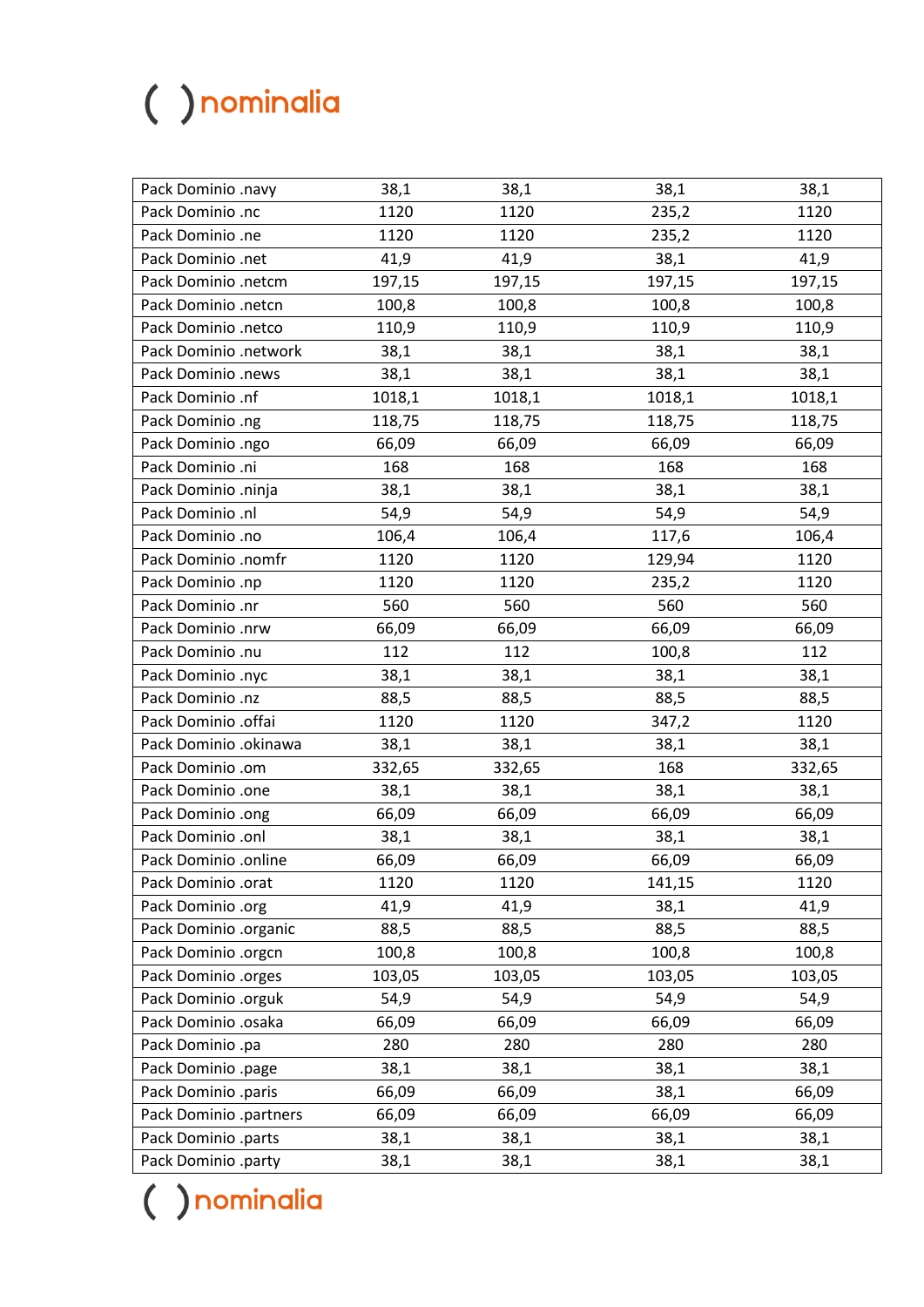| | | | | |
|---|---|---|---|---|
| Pack Dominio .navy | 38,1 | 38,1 | 38,1 | 38,1 |
| Pack Dominio .nc | 1120 | 1120 | 235,2 | 1120 |
| Pack Dominio .ne | 1120 | 1120 | 235,2 | 1120 |
| Pack Dominio .net | 41,9 | 41,9 | 38,1 | 41,9 |
| Pack Dominio .netcm | 197,15 | 197,15 | 197,15 | 197,15 |
| Pack Dominio .netcn | 100,8 | 100,8 | 100,8 | 100,8 |
| Pack Dominio .netco | 110,9 | 110,9 | 110,9 | 110,9 |
| Pack Dominio .network | 38,1 | 38,1 | 38,1 | 38,1 |
| Pack Dominio .news | 38,1 | 38,1 | 38,1 | 38,1 |
| Pack Dominio .nf | 1018,1 | 1018,1 | 1018,1 | 1018,1 |
| Pack Dominio .ng | 118,75 | 118,75 | 118,75 | 118,75 |
| Pack Dominio .ngo | 66,09 | 66,09 | 66,09 | 66,09 |
| Pack Dominio .ni | 168 | 168 | 168 | 168 |
| Pack Dominio .ninja | 38,1 | 38,1 | 38,1 | 38,1 |
| Pack Dominio .nl | 54,9 | 54,9 | 54,9 | 54,9 |
| Pack Dominio .no | 106,4 | 106,4 | 117,6 | 106,4 |
| Pack Dominio .nomfr | 1120 | 1120 | 129,94 | 1120 |
| Pack Dominio .np | 1120 | 1120 | 235,2 | 1120 |
| Pack Dominio .nr | 560 | 560 | 560 | 560 |
| Pack Dominio .nrw | 66,09 | 66,09 | 66,09 | 66,09 |
| Pack Dominio .nu | 112 | 112 | 100,8 | 112 |
| Pack Dominio .nyc | 38,1 | 38,1 | 38,1 | 38,1 |
| Pack Dominio .nz | 88,5 | 88,5 | 88,5 | 88,5 |
| Pack Dominio .offai | 1120 | 1120 | 347,2 | 1120 |
| Pack Dominio .okinawa | 38,1 | 38,1 | 38,1 | 38,1 |
| Pack Dominio .om | 332,65 | 332,65 | 168 | 332,65 |
| Pack Dominio .one | 38,1 | 38,1 | 38,1 | 38,1 |
| Pack Dominio .ong | 66,09 | 66,09 | 66,09 | 66,09 |
| Pack Dominio .onl | 38,1 | 38,1 | 38,1 | 38,1 |
| Pack Dominio .online | 66,09 | 66,09 | 66,09 | 66,09 |
| Pack Dominio .orat | 1120 | 1120 | 141,15 | 1120 |
| Pack Dominio .org | 41,9 | 41,9 | 38,1 | 41,9 |
| Pack Dominio .organic | 88,5 | 88,5 | 88,5 | 88,5 |
| Pack Dominio .orgcn | 100,8 | 100,8 | 100,8 | 100,8 |
| Pack Dominio .orges | 103,05 | 103,05 | 103,05 | 103,05 |
| Pack Dominio .orguk | 54,9 | 54,9 | 54,9 | 54,9 |
| Pack Dominio .osaka | 66,09 | 66,09 | 66,09 | 66,09 |
| Pack Dominio .pa | 280 | 280 | 280 | 280 |
| Pack Dominio .page | 38,1 | 38,1 | 38,1 | 38,1 |
| Pack Dominio .paris | 66,09 | 66,09 | 38,1 | 66,09 |
| Pack Dominio .partners | 66,09 | 66,09 | 66,09 | 66,09 |
| Pack Dominio .parts | 38,1 | 38,1 | 38,1 | 38,1 |
| Pack Dominio .party | 38,1 | 38,1 | 38,1 | 38,1 |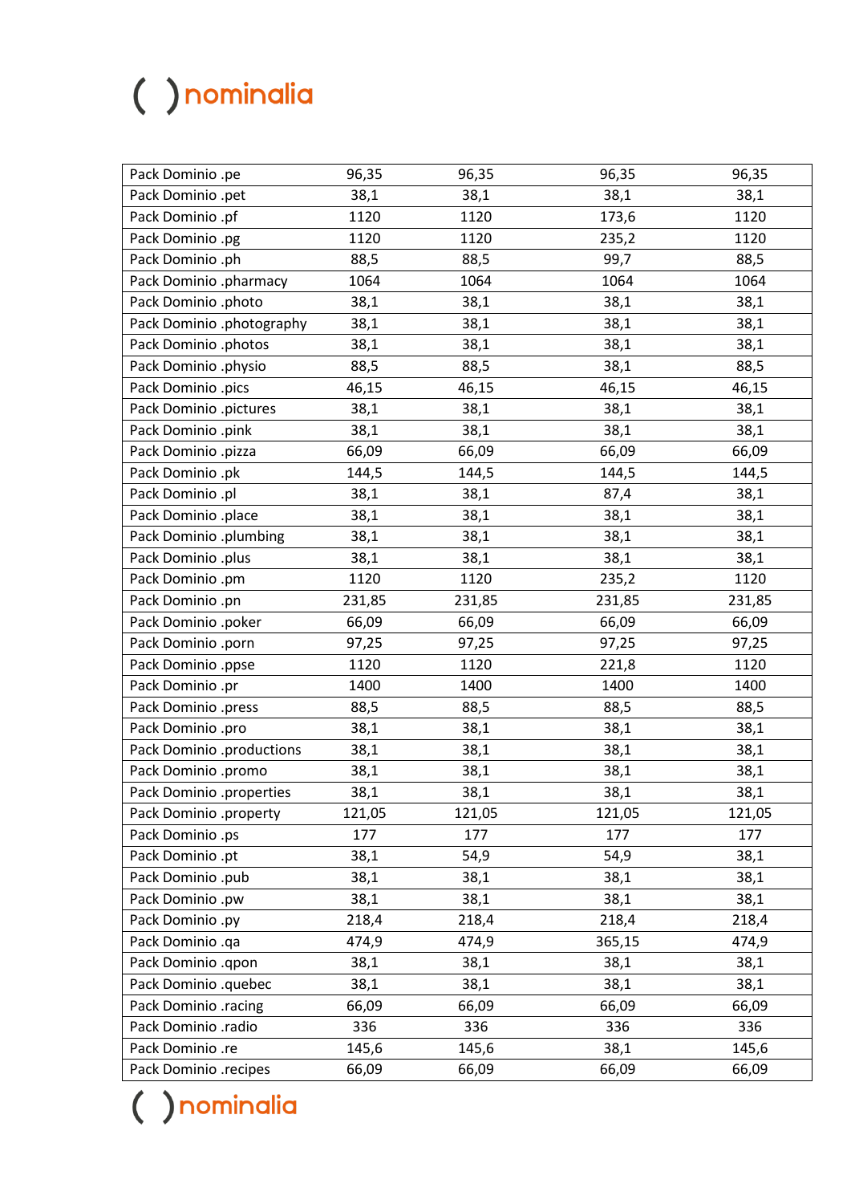| | | | | |
|---|---|---|---|---|
| Pack Dominio .pe | 96,35 | 96,35 | 96,35 | 96,35 |
| Pack Dominio .pet | 38,1 | 38,1 | 38,1 | 38,1 |
| Pack Dominio .pf | 1120 | 1120 | 173,6 | 1120 |
| Pack Dominio .pg | 1120 | 1120 | 235,2 | 1120 |
| Pack Dominio .ph | 88,5 | 88,5 | 99,7 | 88,5 |
| Pack Dominio .pharmacy | 1064 | 1064 | 1064 | 1064 |
| Pack Dominio .photo | 38,1 | 38,1 | 38,1 | 38,1 |
| Pack Dominio .photography | 38,1 | 38,1 | 38,1 | 38,1 |
| Pack Dominio .photos | 38,1 | 38,1 | 38,1 | 38,1 |
| Pack Dominio .physio | 88,5 | 88,5 | 38,1 | 88,5 |
| Pack Dominio .pics | 46,15 | 46,15 | 46,15 | 46,15 |
| Pack Dominio .pictures | 38,1 | 38,1 | 38,1 | 38,1 |
| Pack Dominio .pink | 38,1 | 38,1 | 38,1 | 38,1 |
| Pack Dominio .pizza | 66,09 | 66,09 | 66,09 | 66,09 |
| Pack Dominio .pk | 144,5 | 144,5 | 144,5 | 144,5 |
| Pack Dominio .pl | 38,1 | 38,1 | 87,4 | 38,1 |
| Pack Dominio .place | 38,1 | 38,1 | 38,1 | 38,1 |
| Pack Dominio .plumbing | 38,1 | 38,1 | 38,1 | 38,1 |
| Pack Dominio .plus | 38,1 | 38,1 | 38,1 | 38,1 |
| Pack Dominio .pm | 1120 | 1120 | 235,2 | 1120 |
| Pack Dominio .pn | 231,85 | 231,85 | 231,85 | 231,85 |
| Pack Dominio .poker | 66,09 | 66,09 | 66,09 | 66,09 |
| Pack Dominio .porn | 97,25 | 97,25 | 97,25 | 97,25 |
| Pack Dominio .ppse | 1120 | 1120 | 221,8 | 1120 |
| Pack Dominio .pr | 1400 | 1400 | 1400 | 1400 |
| Pack Dominio .press | 88,5 | 88,5 | 88,5 | 88,5 |
| Pack Dominio .pro | 38,1 | 38,1 | 38,1 | 38,1 |
| Pack Dominio .productions | 38,1 | 38,1 | 38,1 | 38,1 |
| Pack Dominio .promo | 38,1 | 38,1 | 38,1 | 38,1 |
| Pack Dominio .properties | 38,1 | 38,1 | 38,1 | 38,1 |
| Pack Dominio .property | 121,05 | 121,05 | 121,05 | 121,05 |
| Pack Dominio .ps | 177 | 177 | 177 | 177 |
| Pack Dominio .pt | 38,1 | 54,9 | 54,9 | 38,1 |
| Pack Dominio .pub | 38,1 | 38,1 | 38,1 | 38,1 |
| Pack Dominio .pw | 38,1 | 38,1 | 38,1 | 38,1 |
| Pack Dominio .py | 218,4 | 218,4 | 218,4 | 218,4 |
| Pack Dominio .qa | 474,9 | 474,9 | 365,15 | 474,9 |
| Pack Dominio .qpon | 38,1 | 38,1 | 38,1 | 38,1 |
| Pack Dominio .quebec | 38,1 | 38,1 | 38,1 | 38,1 |
| Pack Dominio .racing | 66,09 | 66,09 | 66,09 | 66,09 |
| Pack Dominio .radio | 336 | 336 | 336 | 336 |
| Pack Dominio .re | 145,6 | 145,6 | 38,1 | 145,6 |
| Pack Dominio .recipes | 66,09 | 66,09 | 66,09 | 66,09 |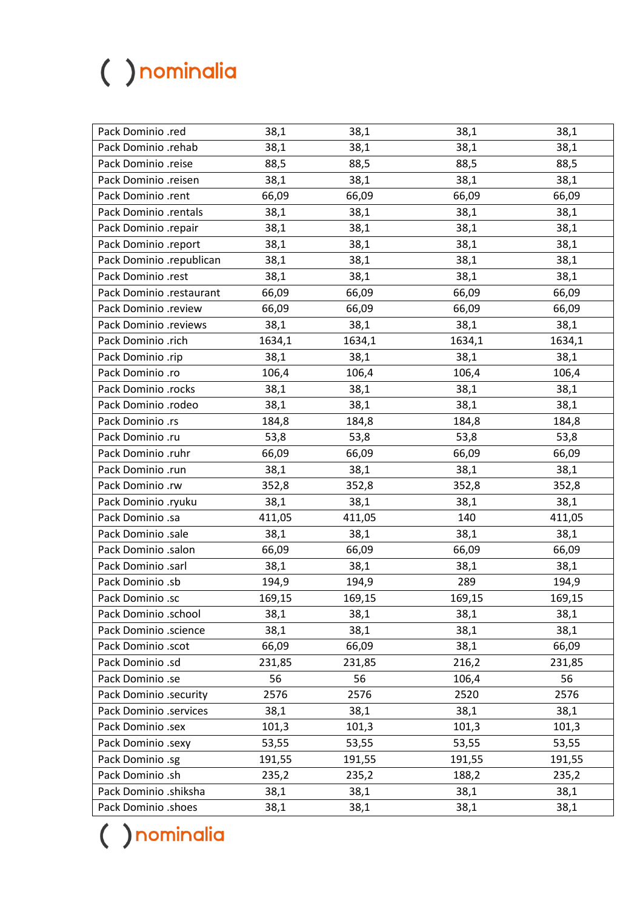| Pack Dominio .red | 38,1 | 38,1 | 38,1 | 38,1 |
|---|---|---|---|---|
| Pack Dominio .rehab | 38,1 | 38,1 | 38,1 | 38,1 |
| Pack Dominio .reise | 88,5 | 88,5 | 88,5 | 88,5 |
| Pack Dominio .reisen | 38,1 | 38,1 | 38,1 | 38,1 |
| Pack Dominio .rent | 66,09 | 66,09 | 66,09 | 66,09 |
| Pack Dominio .rentals | 38,1 | 38,1 | 38,1 | 38,1 |
| Pack Dominio .repair | 38,1 | 38,1 | 38,1 | 38,1 |
| Pack Dominio .report | 38,1 | 38,1 | 38,1 | 38,1 |
| Pack Dominio .republican | 38,1 | 38,1 | 38,1 | 38,1 |
| Pack Dominio .rest | 38,1 | 38,1 | 38,1 | 38,1 |
| Pack Dominio .restaurant | 66,09 | 66,09 | 66,09 | 66,09 |
| Pack Dominio .review | 66,09 | 66,09 | 66,09 | 66,09 |
| Pack Dominio .reviews | 38,1 | 38,1 | 38,1 | 38,1 |
| Pack Dominio .rich | 1634,1 | 1634,1 | 1634,1 | 1634,1 |
| Pack Dominio .rip | 38,1 | 38,1 | 38,1 | 38,1 |
| Pack Dominio .ro | 106,4 | 106,4 | 106,4 | 106,4 |
| Pack Dominio .rocks | 38,1 | 38,1 | 38,1 | 38,1 |
| Pack Dominio .rodeo | 38,1 | 38,1 | 38,1 | 38,1 |
| Pack Dominio .rs | 184,8 | 184,8 | 184,8 | 184,8 |
| Pack Dominio .ru | 53,8 | 53,8 | 53,8 | 53,8 |
| Pack Dominio .ruhr | 66,09 | 66,09 | 66,09 | 66,09 |
| Pack Dominio .run | 38,1 | 38,1 | 38,1 | 38,1 |
| Pack Dominio .rw | 352,8 | 352,8 | 352,8 | 352,8 |
| Pack Dominio .ryuku | 38,1 | 38,1 | 38,1 | 38,1 |
| Pack Dominio .sa | 411,05 | 411,05 | 140 | 411,05 |
| Pack Dominio .sale | 38,1 | 38,1 | 38,1 | 38,1 |
| Pack Dominio .salon | 66,09 | 66,09 | 66,09 | 66,09 |
| Pack Dominio .sarl | 38,1 | 38,1 | 38,1 | 38,1 |
| Pack Dominio .sb | 194,9 | 194,9 | 289 | 194,9 |
| Pack Dominio .sc | 169,15 | 169,15 | 169,15 | 169,15 |
| Pack Dominio .school | 38,1 | 38,1 | 38,1 | 38,1 |
| Pack Dominio .science | 38,1 | 38,1 | 38,1 | 38,1 |
| Pack Dominio .scot | 66,09 | 66,09 | 38,1 | 66,09 |
| Pack Dominio .sd | 231,85 | 231,85 | 216,2 | 231,85 |
| Pack Dominio .se | 56 | 56 | 106,4 | 56 |
| Pack Dominio .security | 2576 | 2576 | 2520 | 2576 |
| Pack Dominio .services | 38,1 | 38,1 | 38,1 | 38,1 |
| Pack Dominio .sex | 101,3 | 101,3 | 101,3 | 101,3 |
| Pack Dominio .sexy | 53,55 | 53,55 | 53,55 | 53,55 |
| Pack Dominio .sg | 191,55 | 191,55 | 191,55 | 191,55 |
| Pack Dominio .sh | 235,2 | 235,2 | 188,2 | 235,2 |
| Pack Dominio .shiksha | 38,1 | 38,1 | 38,1 | 38,1 |
| Pack Dominio .shoes | 38,1 | 38,1 | 38,1 | 38,1 |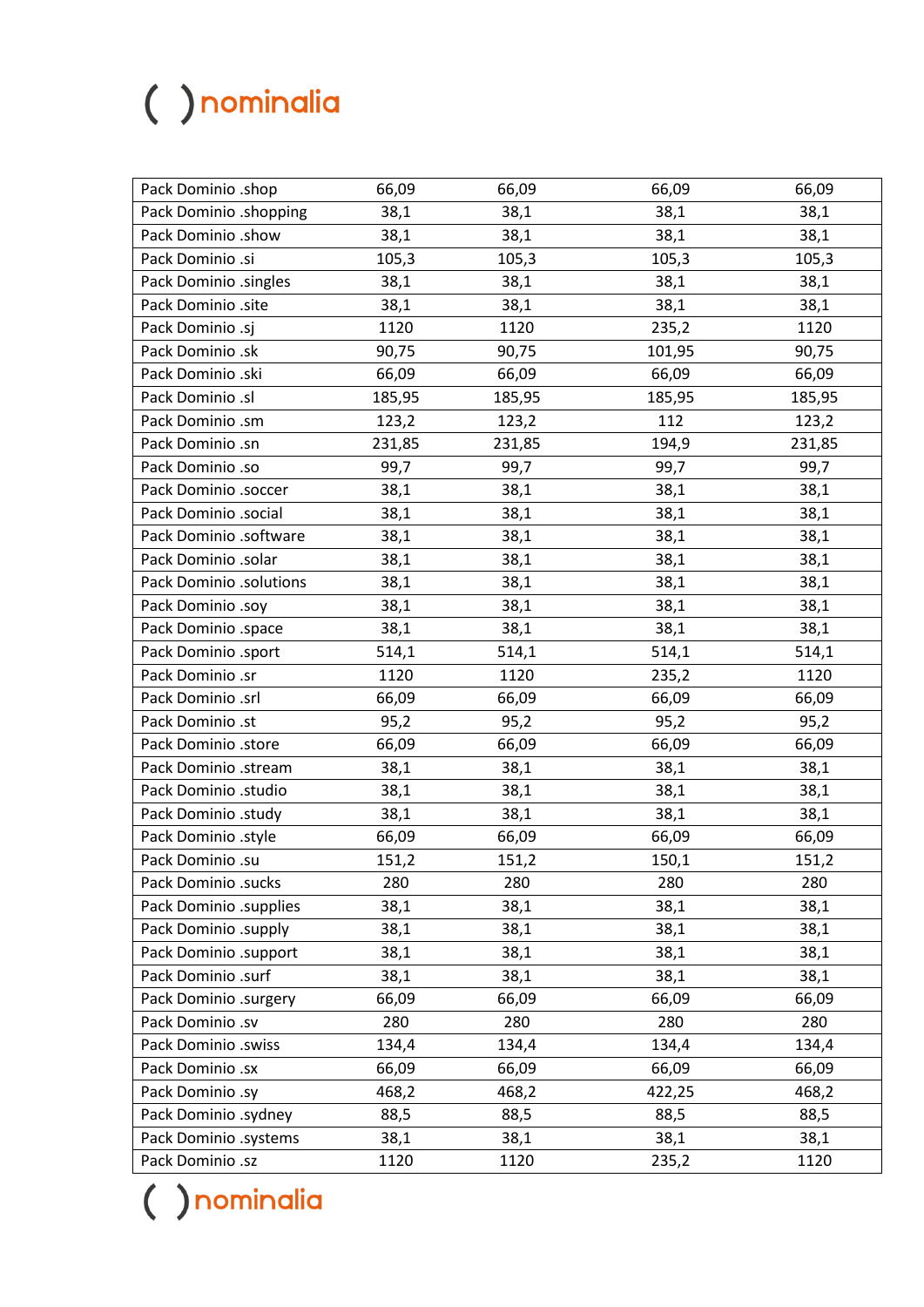| | | | | |
|---|---|---|---|---|
| Pack Dominio .shop | 66,09 | 66,09 | 66,09 | 66,09 |
| Pack Dominio .shopping | 38,1 | 38,1 | 38,1 | 38,1 |
| Pack Dominio .show | 38,1 | 38,1 | 38,1 | 38,1 |
| Pack Dominio .si | 105,3 | 105,3 | 105,3 | 105,3 |
| Pack Dominio .singles | 38,1 | 38,1 | 38,1 | 38,1 |
| Pack Dominio .site | 38,1 | 38,1 | 38,1 | 38,1 |
| Pack Dominio .sj | 1120 | 1120 | 235,2 | 1120 |
| Pack Dominio .sk | 90,75 | 90,75 | 101,95 | 90,75 |
| Pack Dominio .ski | 66,09 | 66,09 | 66,09 | 66,09 |
| Pack Dominio .sl | 185,95 | 185,95 | 185,95 | 185,95 |
| Pack Dominio .sm | 123,2 | 123,2 | 112 | 123,2 |
| Pack Dominio .sn | 231,85 | 231,85 | 194,9 | 231,85 |
| Pack Dominio .so | 99,7 | 99,7 | 99,7 | 99,7 |
| Pack Dominio .soccer | 38,1 | 38,1 | 38,1 | 38,1 |
| Pack Dominio .social | 38,1 | 38,1 | 38,1 | 38,1 |
| Pack Dominio .software | 38,1 | 38,1 | 38,1 | 38,1 |
| Pack Dominio .solar | 38,1 | 38,1 | 38,1 | 38,1 |
| Pack Dominio .solutions | 38,1 | 38,1 | 38,1 | 38,1 |
| Pack Dominio .soy | 38,1 | 38,1 | 38,1 | 38,1 |
| Pack Dominio .space | 38,1 | 38,1 | 38,1 | 38,1 |
| Pack Dominio .sport | 514,1 | 514,1 | 514,1 | 514,1 |
| Pack Dominio .sr | 1120 | 1120 | 235,2 | 1120 |
| Pack Dominio .srl | 66,09 | 66,09 | 66,09 | 66,09 |
| Pack Dominio .st | 95,2 | 95,2 | 95,2 | 95,2 |
| Pack Dominio .store | 66,09 | 66,09 | 66,09 | 66,09 |
| Pack Dominio .stream | 38,1 | 38,1 | 38,1 | 38,1 |
| Pack Dominio .studio | 38,1 | 38,1 | 38,1 | 38,1 |
| Pack Dominio .study | 38,1 | 38,1 | 38,1 | 38,1 |
| Pack Dominio .style | 66,09 | 66,09 | 66,09 | 66,09 |
| Pack Dominio .su | 151,2 | 151,2 | 150,1 | 151,2 |
| Pack Dominio .sucks | 280 | 280 | 280 | 280 |
| Pack Dominio .supplies | 38,1 | 38,1 | 38,1 | 38,1 |
| Pack Dominio .supply | 38,1 | 38,1 | 38,1 | 38,1 |
| Pack Dominio .support | 38,1 | 38,1 | 38,1 | 38,1 |
| Pack Dominio .surf | 38,1 | 38,1 | 38,1 | 38,1 |
| Pack Dominio .surgery | 66,09 | 66,09 | 66,09 | 66,09 |
| Pack Dominio .sv | 280 | 280 | 280 | 280 |
| Pack Dominio .swiss | 134,4 | 134,4 | 134,4 | 134,4 |
| Pack Dominio .sx | 66,09 | 66,09 | 66,09 | 66,09 |
| Pack Dominio .sy | 468,2 | 468,2 | 422,25 | 468,2 |
| Pack Dominio .sydney | 88,5 | 88,5 | 88,5 | 88,5 |
| Pack Dominio .systems | 38,1 | 38,1 | 38,1 | 38,1 |
| Pack Dominio .sz | 1120 | 1120 | 235,2 | 1120 |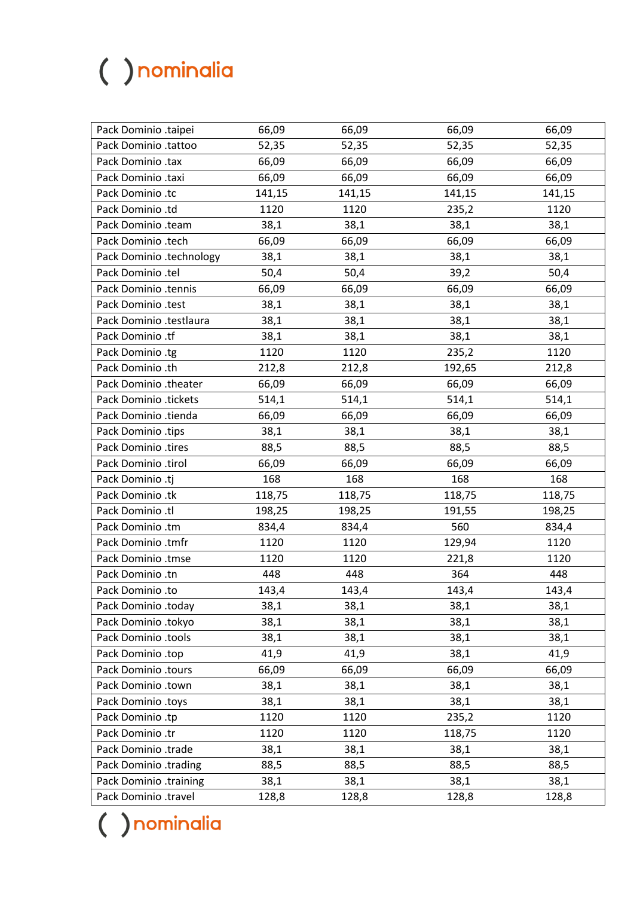| | | | | |
|---|---|---|---|---|
| Pack Dominio .taipei | 66,09 | 66,09 | 66,09 | 66,09 |
| Pack Dominio .tattoo | 52,35 | 52,35 | 52,35 | 52,35 |
| Pack Dominio .tax | 66,09 | 66,09 | 66,09 | 66,09 |
| Pack Dominio .taxi | 66,09 | 66,09 | 66,09 | 66,09 |
| Pack Dominio .tc | 141,15 | 141,15 | 141,15 | 141,15 |
| Pack Dominio .td | 1120 | 1120 | 235,2 | 1120 |
| Pack Dominio .team | 38,1 | 38,1 | 38,1 | 38,1 |
| Pack Dominio .tech | 66,09 | 66,09 | 66,09 | 66,09 |
| Pack Dominio .technology | 38,1 | 38,1 | 38,1 | 38,1 |
| Pack Dominio .tel | 50,4 | 50,4 | 39,2 | 50,4 |
| Pack Dominio .tennis | 66,09 | 66,09 | 66,09 | 66,09 |
| Pack Dominio .test | 38,1 | 38,1 | 38,1 | 38,1 |
| Pack Dominio .testlaura | 38,1 | 38,1 | 38,1 | 38,1 |
| Pack Dominio .tf | 38,1 | 38,1 | 38,1 | 38,1 |
| Pack Dominio .tg | 1120 | 1120 | 235,2 | 1120 |
| Pack Dominio .th | 212,8 | 212,8 | 192,65 | 212,8 |
| Pack Dominio .theater | 66,09 | 66,09 | 66,09 | 66,09 |
| Pack Dominio .tickets | 514,1 | 514,1 | 514,1 | 514,1 |
| Pack Dominio .tienda | 66,09 | 66,09 | 66,09 | 66,09 |
| Pack Dominio .tips | 38,1 | 38,1 | 38,1 | 38,1 |
| Pack Dominio .tires | 88,5 | 88,5 | 88,5 | 88,5 |
| Pack Dominio .tirol | 66,09 | 66,09 | 66,09 | 66,09 |
| Pack Dominio .tj | 168 | 168 | 168 | 168 |
| Pack Dominio .tk | 118,75 | 118,75 | 118,75 | 118,75 |
| Pack Dominio .tl | 198,25 | 198,25 | 191,55 | 198,25 |
| Pack Dominio .tm | 834,4 | 834,4 | 560 | 834,4 |
| Pack Dominio .tmfr | 1120 | 1120 | 129,94 | 1120 |
| Pack Dominio .tmse | 1120 | 1120 | 221,8 | 1120 |
| Pack Dominio .tn | 448 | 448 | 364 | 448 |
| Pack Dominio .to | 143,4 | 143,4 | 143,4 | 143,4 |
| Pack Dominio .today | 38,1 | 38,1 | 38,1 | 38,1 |
| Pack Dominio .tokyo | 38,1 | 38,1 | 38,1 | 38,1 |
| Pack Dominio .tools | 38,1 | 38,1 | 38,1 | 38,1 |
| Pack Dominio .top | 41,9 | 41,9 | 38,1 | 41,9 |
| Pack Dominio .tours | 66,09 | 66,09 | 66,09 | 66,09 |
| Pack Dominio .town | 38,1 | 38,1 | 38,1 | 38,1 |
| Pack Dominio .toys | 38,1 | 38,1 | 38,1 | 38,1 |
| Pack Dominio .tp | 1120 | 1120 | 235,2 | 1120 |
| Pack Dominio .tr | 1120 | 1120 | 118,75 | 1120 |
| Pack Dominio .trade | 38,1 | 38,1 | 38,1 | 38,1 |
| Pack Dominio .trading | 88,5 | 88,5 | 88,5 | 88,5 |
| Pack Dominio .training | 38,1 | 38,1 | 38,1 | 38,1 |
| Pack Dominio .travel | 128,8 | 128,8 | 128,8 | 128,8 |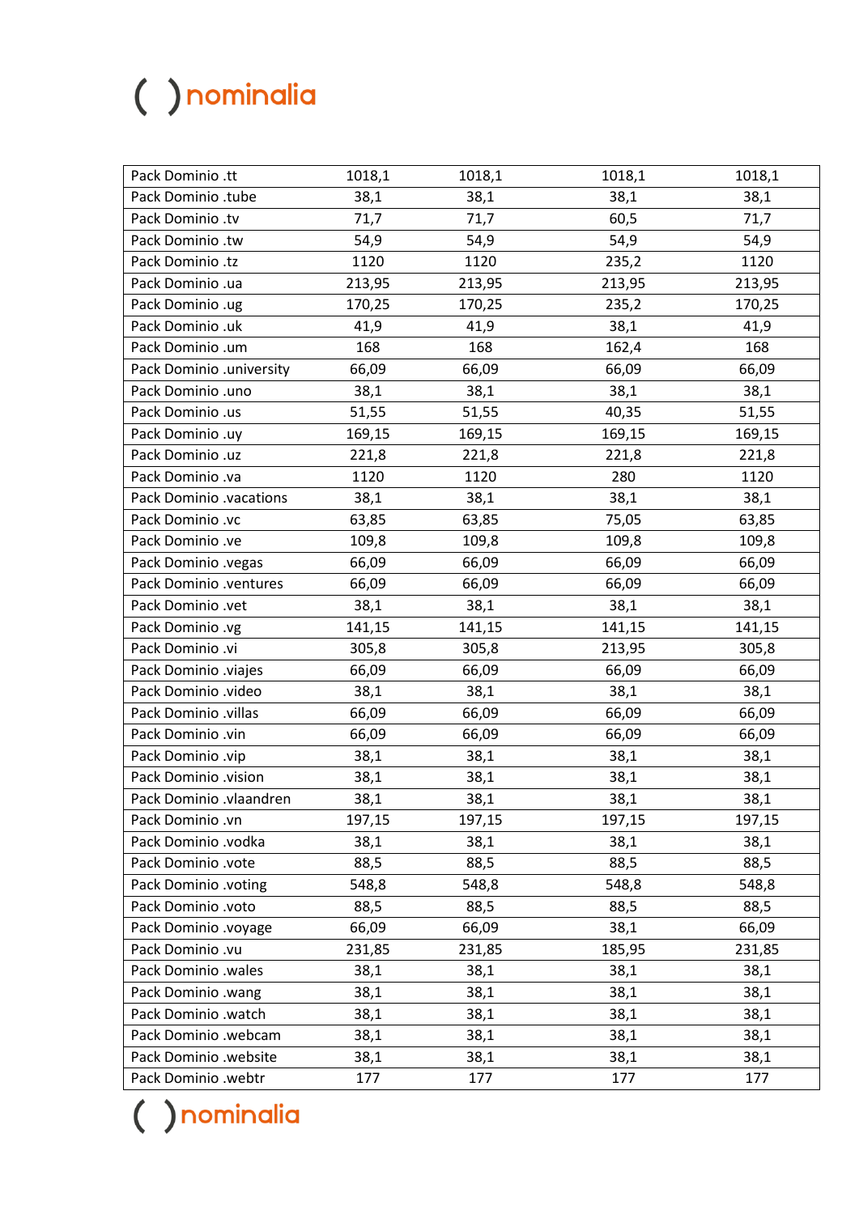| Pack Dominio .tt | 1018,1 | 1018,1 | 1018,1 | 1018,1 |
|---|---|---|---|---|
| Pack Dominio .tube | 38,1 | 38,1 | 38,1 | 38,1 |
| Pack Dominio .tv | 71,7 | 71,7 | 60,5 | 71,7 |
| Pack Dominio .tw | 54,9 | 54,9 | 54,9 | 54,9 |
| Pack Dominio .tz | 1120 | 1120 | 235,2 | 1120 |
| Pack Dominio .ua | 213,95 | 213,95 | 213,95 | 213,95 |
| Pack Dominio .ug | 170,25 | 170,25 | 235,2 | 170,25 |
| Pack Dominio .uk | 41,9 | 41,9 | 38,1 | 41,9 |
| Pack Dominio .um | 168 | 168 | 162,4 | 168 |
| Pack Dominio .university | 66,09 | 66,09 | 66,09 | 66,09 |
| Pack Dominio .uno | 38,1 | 38,1 | 38,1 | 38,1 |
| Pack Dominio .us | 51,55 | 51,55 | 40,35 | 51,55 |
| Pack Dominio .uy | 169,15 | 169,15 | 169,15 | 169,15 |
| Pack Dominio .uz | 221,8 | 221,8 | 221,8 | 221,8 |
| Pack Dominio .va | 1120 | 1120 | 280 | 1120 |
| Pack Dominio .vacations | 38,1 | 38,1 | 38,1 | 38,1 |
| Pack Dominio .vc | 63,85 | 63,85 | 75,05 | 63,85 |
| Pack Dominio .ve | 109,8 | 109,8 | 109,8 | 109,8 |
| Pack Dominio .vegas | 66,09 | 66,09 | 66,09 | 66,09 |
| Pack Dominio .ventures | 66,09 | 66,09 | 66,09 | 66,09 |
| Pack Dominio .vet | 38,1 | 38,1 | 38,1 | 38,1 |
| Pack Dominio .vg | 141,15 | 141,15 | 141,15 | 141,15 |
| Pack Dominio .vi | 305,8 | 305,8 | 213,95 | 305,8 |
| Pack Dominio .viajes | 66,09 | 66,09 | 66,09 | 66,09 |
| Pack Dominio .video | 38,1 | 38,1 | 38,1 | 38,1 |
| Pack Dominio .villas | 66,09 | 66,09 | 66,09 | 66,09 |
| Pack Dominio .vin | 66,09 | 66,09 | 66,09 | 66,09 |
| Pack Dominio .vip | 38,1 | 38,1 | 38,1 | 38,1 |
| Pack Dominio .vision | 38,1 | 38,1 | 38,1 | 38,1 |
| Pack Dominio .vlaandren | 38,1 | 38,1 | 38,1 | 38,1 |
| Pack Dominio .vn | 197,15 | 197,15 | 197,15 | 197,15 |
| Pack Dominio .vodka | 38,1 | 38,1 | 38,1 | 38,1 |
| Pack Dominio .vote | 88,5 | 88,5 | 88,5 | 88,5 |
| Pack Dominio .voting | 548,8 | 548,8 | 548,8 | 548,8 |
| Pack Dominio .voto | 88,5 | 88,5 | 88,5 | 88,5 |
| Pack Dominio .voyage | 66,09 | 66,09 | 38,1 | 66,09 |
| Pack Dominio .vu | 231,85 | 231,85 | 185,95 | 231,85 |
| Pack Dominio .wales | 38,1 | 38,1 | 38,1 | 38,1 |
| Pack Dominio .wang | 38,1 | 38,1 | 38,1 | 38,1 |
| Pack Dominio .watch | 38,1 | 38,1 | 38,1 | 38,1 |
| Pack Dominio .webcam | 38,1 | 38,1 | 38,1 | 38,1 |
| Pack Dominio .website | 38,1 | 38,1 | 38,1 | 38,1 |
| Pack Dominio .webtr | 177 | 177 | 177 | 177 |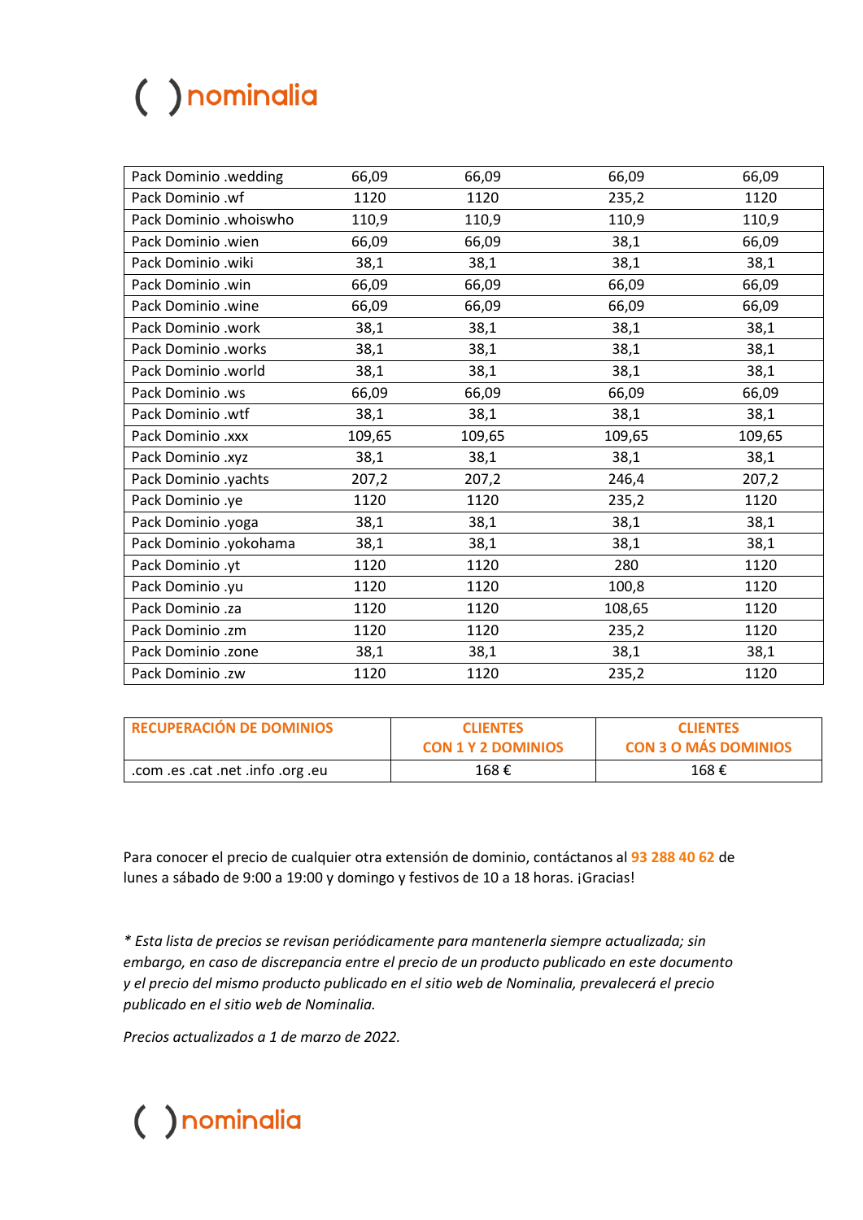| Pack Dominio .wedding | 66,09 | 66,09 | 66,09 | 66,09 |
|---|---|---|---|---|
| Pack Dominio .wf | 1120 | 1120 | 235,2 | 1120 |
| Pack Dominio .whoiswho | 110,9 | 110,9 | 110,9 | 110,9 |
| Pack Dominio .wien | 66,09 | 66,09 | 38,1 | 66,09 |
| Pack Dominio .wiki | 38,1 | 38,1 | 38,1 | 38,1 |
| Pack Dominio .win | 66,09 | 66,09 | 66,09 | 66,09 |
| Pack Dominio .wine | 66,09 | 66,09 | 66,09 | 66,09 |
| Pack Dominio .work | 38,1 | 38,1 | 38,1 | 38,1 |
| Pack Dominio .works | 38,1 | 38,1 | 38,1 | 38,1 |
| Pack Dominio .world | 38,1 | 38,1 | 38,1 | 38,1 |
| Pack Dominio .ws | 66,09 | 66,09 | 66,09 | 66,09 |
| Pack Dominio .wtf | 38,1 | 38,1 | 38,1 | 38,1 |
| Pack Dominio .xxx | 109,65 | 109,65 | 109,65 | 109,65 |
| Pack Dominio .xyz | 38,1 | 38,1 | 38,1 | 38,1 |
| Pack Dominio .yachts | 207,2 | 207,2 | 246,4 | 207,2 |
| Pack Dominio .ye | 1120 | 1120 | 235,2 | 1120 |
| Pack Dominio .yoga | 38,1 | 38,1 | 38,1 | 38,1 |
| Pack Dominio .yokohama | 38,1 | 38,1 | 38,1 | 38,1 |
| Pack Dominio .yt | 1120 | 1120 | 280 | 1120 |
| Pack Dominio .yu | 1120 | 1120 | 100,8 | 1120 |
| Pack Dominio .za | 1120 | 1120 | 108,65 | 1120 |
| Pack Dominio .zm | 1120 | 1120 | 235,2 | 1120 |
| Pack Dominio .zone | 38,1 | 38,1 | 38,1 | 38,1 |
| Pack Dominio .zw | 1120 | 1120 | 235,2 | 1120 |

| RECUPERACIÓN DE DOMINIOS | CLIENTES CON 1 Y 2 DOMINIOS | CLIENTES CON 3 O MÁS DOMINIOS |
|---|---|---|
| .com .es .cat .net .info .org .eu | 168 € | 168 € |

Para conocer el precio de cualquier otra extensión de dominio, contáctanos al **93 288 40 62** de lunes a sábado de 9:00 a 19:00 y domingo y festivos de 10 a 18 horas. ¡Gracias!

*\* Esta lista de precios se revisan periódicamente para mantenerla siempre actualizada; sin embargo, en caso de discrepancia entre el precio de un producto publicado en este documento y el precio del mismo producto publicado en el sitio web de Nominalia, prevalecerá el precio publicado en el sitio web de Nominalia.*

*Precios actualizados a 1 de marzo de 2022.*